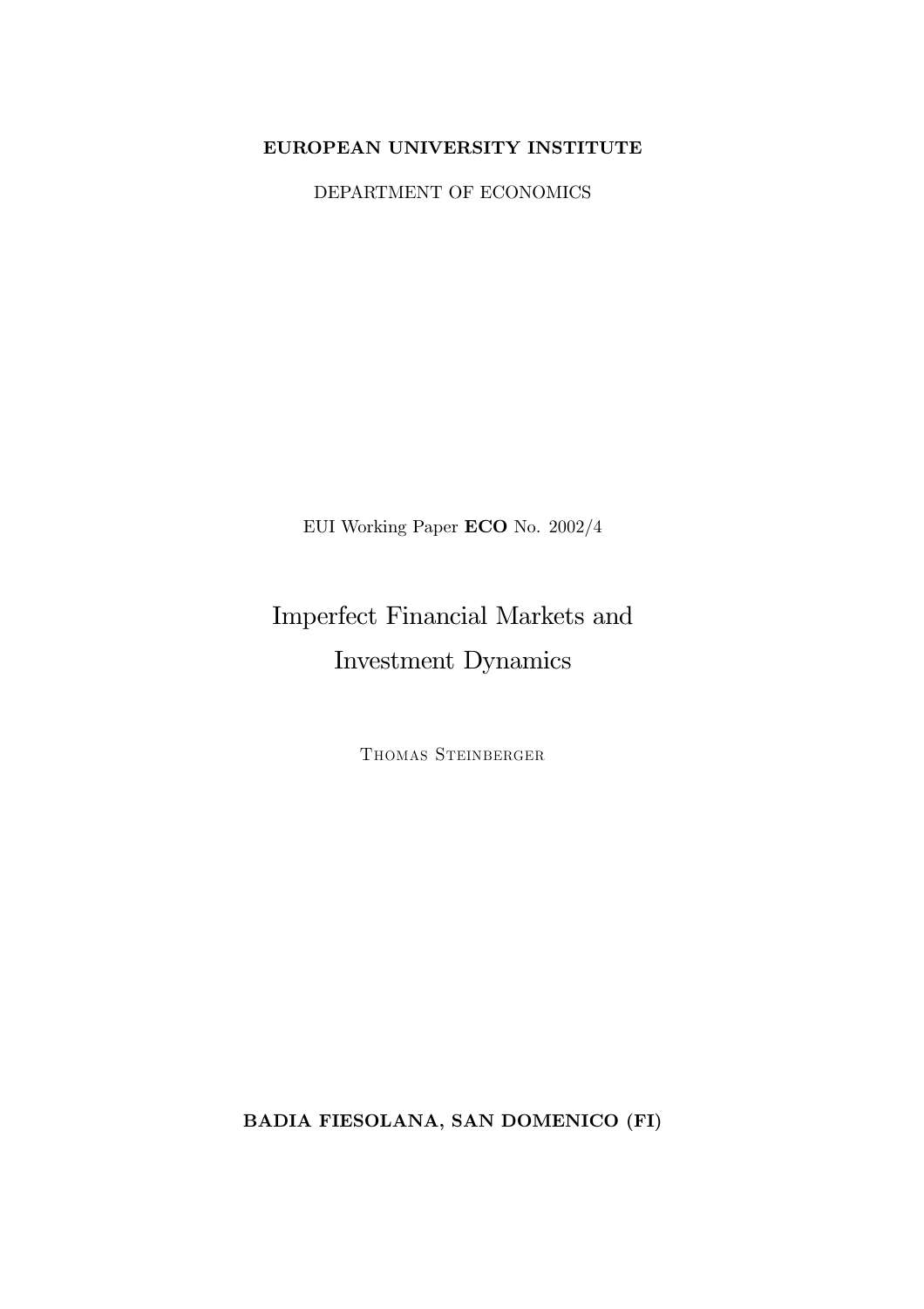**EUROPEAN UNIVERSITY INSTITUTE**

DEPARTMENT OF ECONOMICS

EUI Working Paper **ECO** No. 2002/4

# Imperfect Financial Markets and Investment Dynamics

Thomas Steinberger

**BADIA FIESOLANA, SAN DOMENICO (FI)**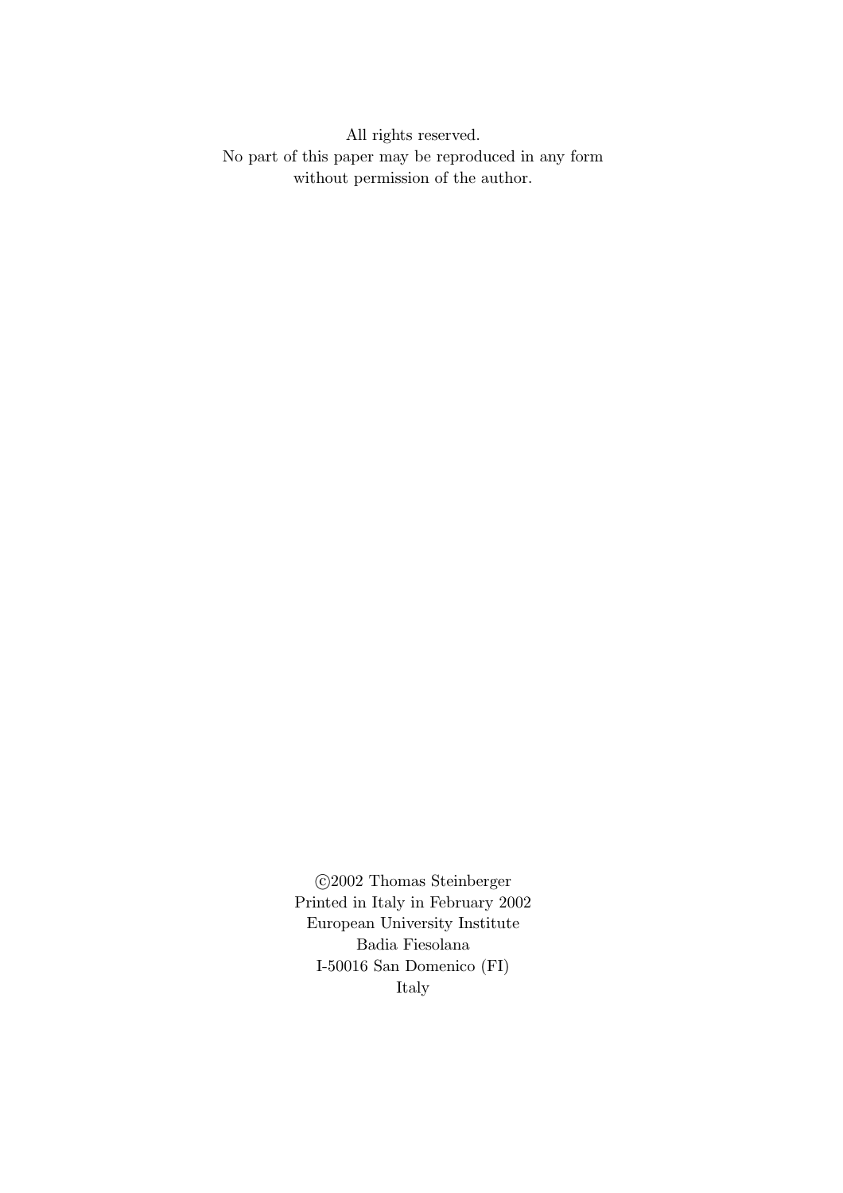All rights reserved.
No part of this paper may be reproduced in any form
without permission of the author.

©2002 Thomas Steinberger
Printed in Italy in February 2002
European University Institute
Badia Fiesolana
I-50016 San Domenico (FI)
Italy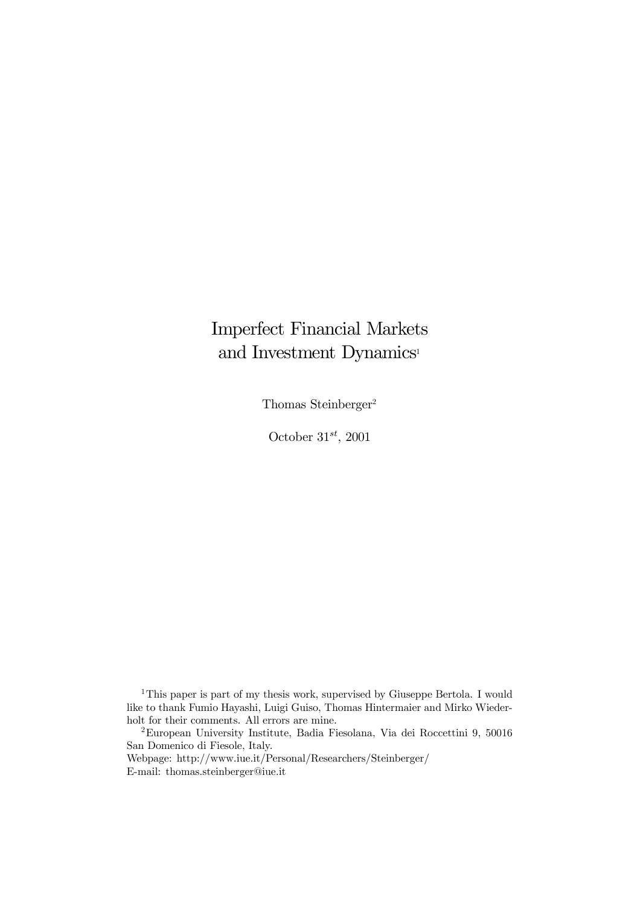# Imperfect Financial Markets and Investment Dynamics[1]

Thomas Steinberger[2]

October $31^{st}$, 2001

[1] This paper is part of my thesis work, supervised by Giuseppe Bertola. I would like to thank Fumio Hayashi, Luigi Guiso, Thomas Hintermaier and Mirko Wiederholt for their comments. All errors are mine.

[2] European University Institute, Badia Fiesolana, Via dei Roccettini 9, 50016 San Domenico di Fiesole, Italy.
Webpage: http://www.iue.it/Personal/Researchers/Steinberger/
E-mail: thomas.steinberger@iue.it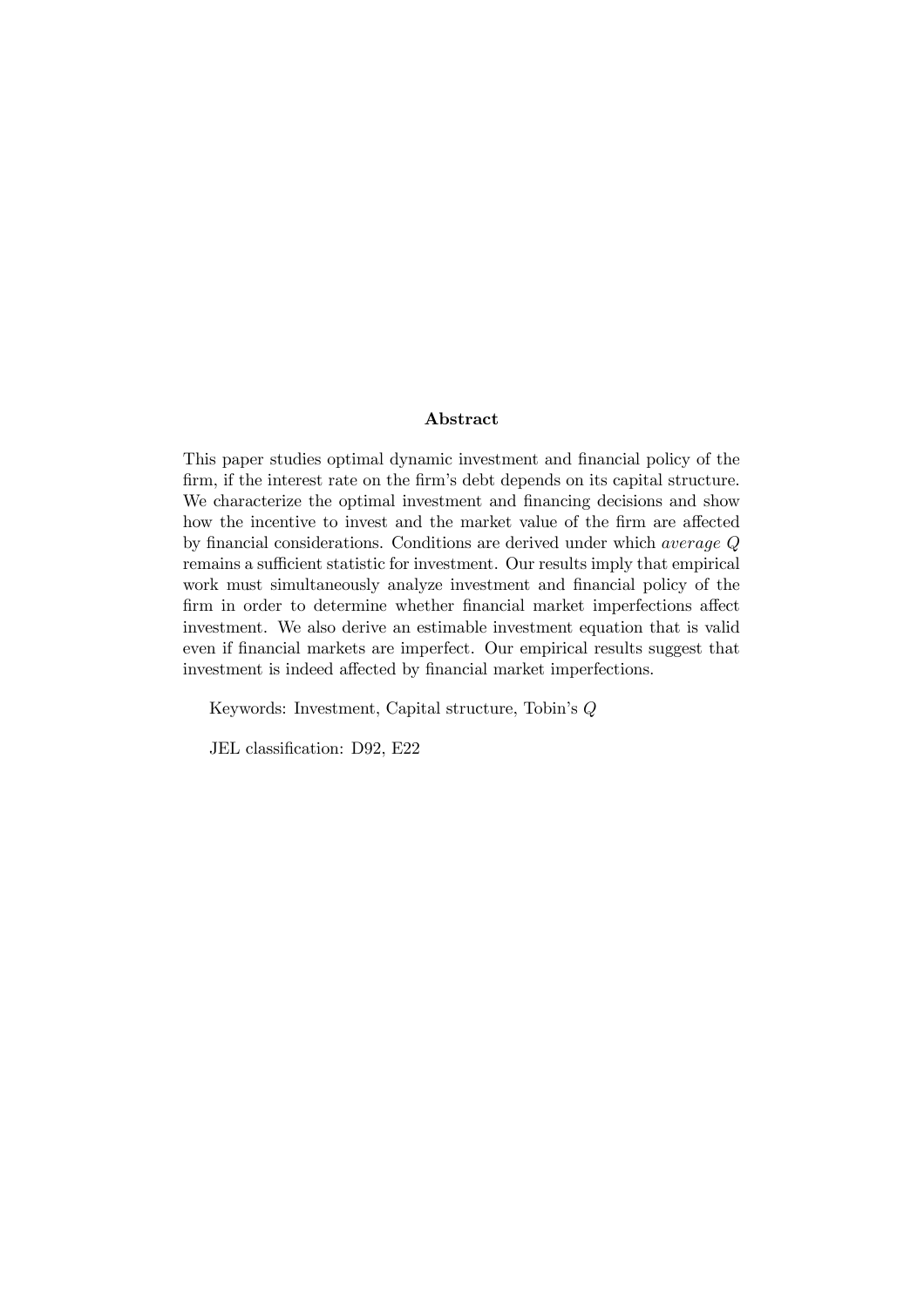**Abstract**

This paper studies optimal dynamic investment and financial policy of the firm, if the interest rate on the firm's debt depends on its capital structure. We characterize the optimal investment and financing decisions and show how the incentive to invest and the market value of the firm are affected by financial considerations. Conditions are derived under which *average* $Q$ remains a sufficient statistic for investment. Our results imply that empirical work must simultaneously analyze investment and financial policy of the firm in order to determine whether financial market imperfections affect investment. We also derive an estimable investment equation that is valid even if financial markets are imperfect. Our empirical results suggest that investment is indeed affected by financial market imperfections.

Keywords: Investment, Capital structure, Tobin's $Q$

JEL classification: D92, E22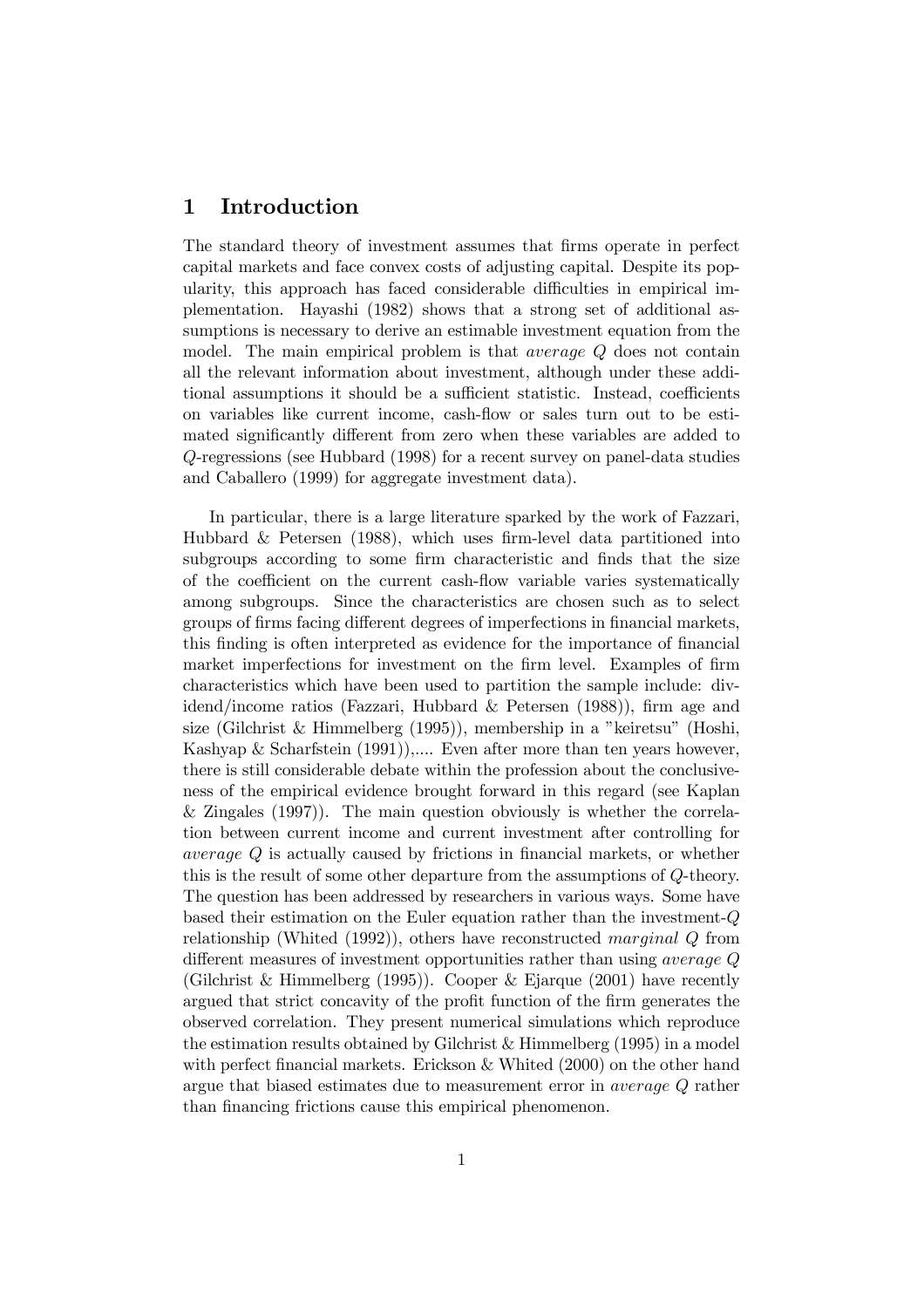# 1 Introduction

The standard theory of investment assumes that firms operate in perfect capital markets and face convex costs of adjusting capital. Despite its popularity, this approach has faced considerable difficulties in empirical implementation. Hayashi (1982) shows that a strong set of additional assumptions is necessary to derive an estimable investment equation from the model. The main empirical problem is that *average* $Q$ does not contain all the relevant information about investment, although under these additional assumptions it should be a sufficient statistic. Instead, coefficients on variables like current income, cash-flow or sales turn out to be estimated significantly different from zero when these variables are added to $Q$-regressions (see Hubbard (1998) for a recent survey on panel-data studies and Caballero (1999) for aggregate investment data).

In particular, there is a large literature sparked by the work of Fazzari, Hubbard & Petersen (1988), which uses firm-level data partitioned into subgroups according to some firm characteristic and finds that the size of the coefficient on the current cash-flow variable varies systematically among subgroups. Since the characteristics are chosen such as to select groups of firms facing different degrees of imperfections in financial markets, this finding is often interpreted as evidence for the importance of financial market imperfections for investment on the firm level. Examples of firm characteristics which have been used to partition the sample include: dividend/income ratios (Fazzari, Hubbard & Petersen (1988)), firm age and size (Gilchrist & Himmelberg (1995)), membership in a "keiretsu" (Hoshi, Kashyap & Scharfstein (1991)),.... Even after more than ten years however, there is still considerable debate within the profession about the conclusiveness of the empirical evidence brought forward in this regard (see Kaplan & Zingales (1997)). The main question obviously is whether the correlation between current income and current investment after controlling for *average* $Q$ is actually caused by frictions in financial markets, or whether this is the result of some other departure from the assumptions of $Q$-theory. The question has been addressed by researchers in various ways. Some have based their estimation on the Euler equation rather than the investment-$Q$ relationship (Whited (1992)), others have reconstructed *marginal* $Q$ from different measures of investment opportunities rather than using *average* $Q$ (Gilchrist & Himmelberg (1995)). Cooper & Ejarque (2001) have recently argued that strict concavity of the profit function of the firm generates the observed correlation. They present numerical simulations which reproduce the estimation results obtained by Gilchrist & Himmelberg (1995) in a model with perfect financial markets. Erickson & Whited (2000) on the other hand argue that biased estimates due to measurement error in *average* $Q$ rather than financing frictions cause this empirical phenomenon.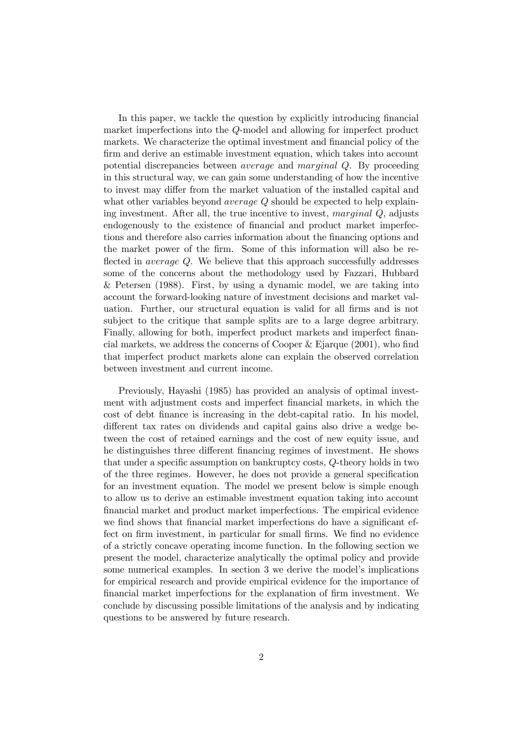In this paper, we tackle the question by explicitly introducing financial market imperfections into the $Q$-model and allowing for imperfect product markets. We characterize the optimal investment and financial policy of the firm and derive an estimable investment equation, which takes into account potential discrepancies between *average* and *marginal* $Q$. By proceeding in this structural way, we can gain some understanding of how the incentive to invest may differ from the market valuation of the installed capital and what other variables beyond *average* $Q$ should be expected to help explaining investment. After all, the true incentive to invest, *marginal* $Q$, adjusts endogenously to the existence of financial and product market imperfections and therefore also carries information about the financing options and the market power of the firm. Some of this information will also be reflected in *average* $Q$. We believe that this approach successfully addresses some of the concerns about the methodology used by Fazzari, Hubbard & Petersen (1988). First, by using a dynamic model, we are taking into account the forward-looking nature of investment decisions and market valuation. Further, our structural equation is valid for all firms and is not subject to the critique that sample splits are to a large degree arbitrary. Finally, allowing for both, imperfect product markets and imperfect financial markets, we address the concerns of Cooper & Ejarque (2001), who find that imperfect product markets alone can explain the observed correlation between investment and current income.

Previously, Hayashi (1985) has provided an analysis of optimal investment with adjustment costs and imperfect financial markets, in which the cost of debt finance is increasing in the debt-capital ratio. In his model, different tax rates on dividends and capital gains also drive a wedge between the cost of retained earnings and the cost of new equity issue, and he distinguishes three different financing regimes of investment. He shows that under a specific assumption on bankruptcy costs, $Q$-theory holds in two of the three regimes. However, he does not provide a general specification for an investment equation. The model we present below is simple enough to allow us to derive an estimable investment equation taking into account financial market and product market imperfections. The empirical evidence we find shows that financial market imperfections do have a significant effect on firm investment, in particular for small firms. We find no evidence of a strictly concave operating income function. In the following section we present the model, characterize analytically the optimal policy and provide some numerical examples. In section 3 we derive the model's implications for empirical research and provide empirical evidence for the importance of financial market imperfections for the explanation of firm investment. We conclude by discussing possible limitations of the analysis and by indicating questions to be answered by future research.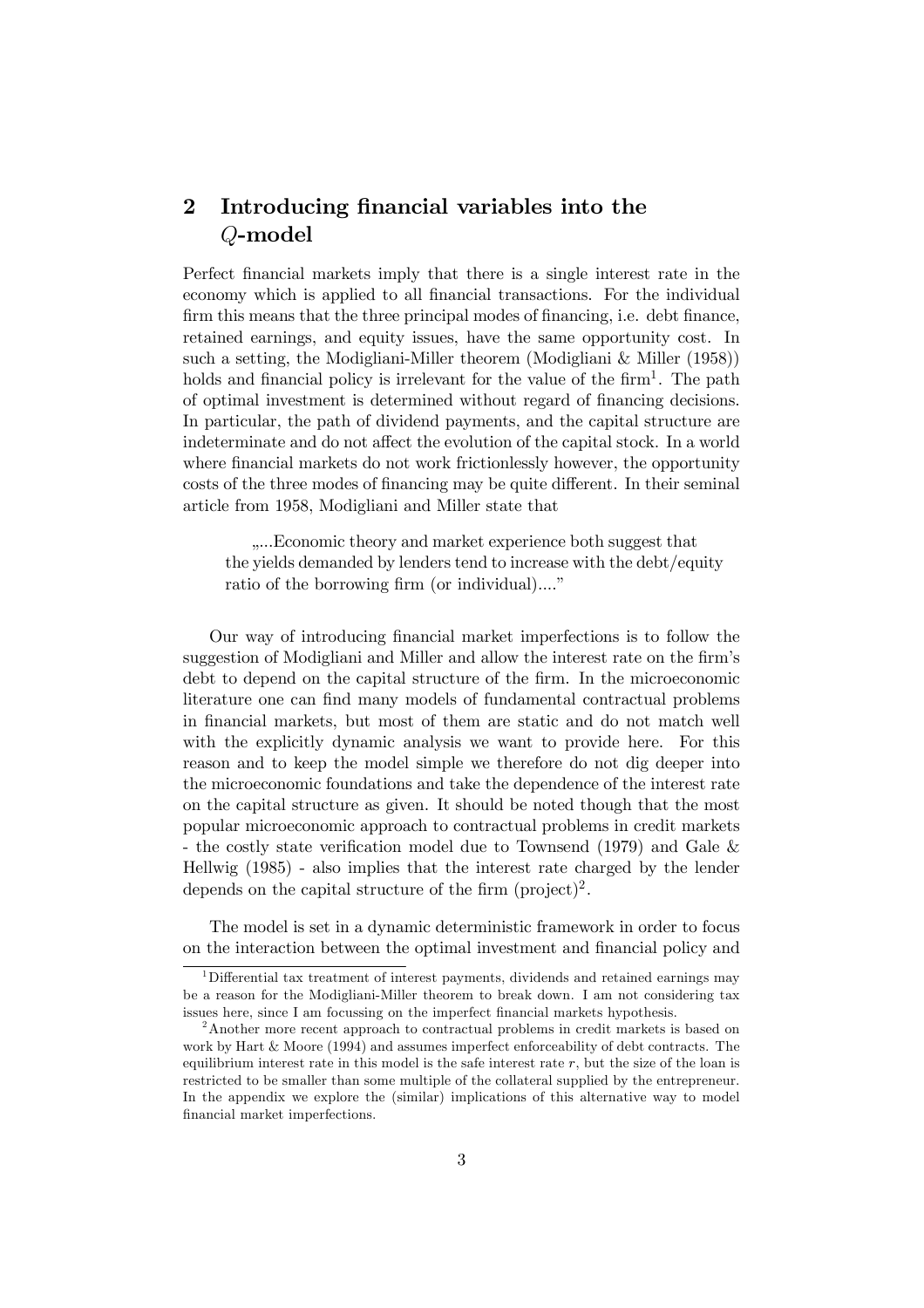## 2 Introducing financial variables into the $Q$-model

Perfect financial markets imply that there is a single interest rate in the economy which is applied to all financial transactions. For the individual firm this means that the three principal modes of financing, i.e. debt finance, retained earnings, and equity issues, have the same opportunity cost. In such a setting, the Modigliani-Miller theorem (Modigliani & Miller (1958)) holds and financial policy is irrelevant for the value of the firm[1]. The path of optimal investment is determined without regard of financing decisions. In particular, the path of dividend payments, and the capital structure are indeterminate and do not affect the evolution of the capital stock. In a world where financial markets do not work frictionlessly however, the opportunity costs of the three modes of financing may be quite different. In their seminal article from 1958, Modigliani and Miller state that

> „...Economic theory and market experience both suggest that the yields demanded by lenders tend to increase with the debt/equity ratio of the borrowing firm (or individual)...."

Our way of introducing financial market imperfections is to follow the suggestion of Modigliani and Miller and allow the interest rate on the firm's debt to depend on the capital structure of the firm. In the microeconomic literature one can find many models of fundamental contractual problems in financial markets, but most of them are static and do not match well with the explicitly dynamic analysis we want to provide here. For this reason and to keep the model simple we therefore do not dig deeper into the microeconomic foundations and take the dependence of the interest rate on the capital structure as given. It should be noted though that the most popular microeconomic approach to contractual problems in credit markets - the costly state verification model due to Townsend (1979) and Gale & Hellwig (1985) - also implies that the interest rate charged by the lender depends on the capital structure of the firm (project)[2].

The model is set in a dynamic deterministic framework in order to focus on the interaction between the optimal investment and financial policy and

[1] Differential tax treatment of interest payments, dividends and retained earnings may be a reason for the Modigliani-Miller theorem to break down. I am not considering tax issues here, since I am focussing on the imperfect financial markets hypothesis.

[2] Another more recent approach to contractual problems in credit markets is based on work by Hart & Moore (1994) and assumes imperfect enforceability of debt contracts. The equilibrium interest rate in this model is the safe interest rate $r$, but the size of the loan is restricted to be smaller than some multiple of the collateral supplied by the entrepreneur. In the appendix we explore the (similar) implications of this alternative way to model financial market imperfections.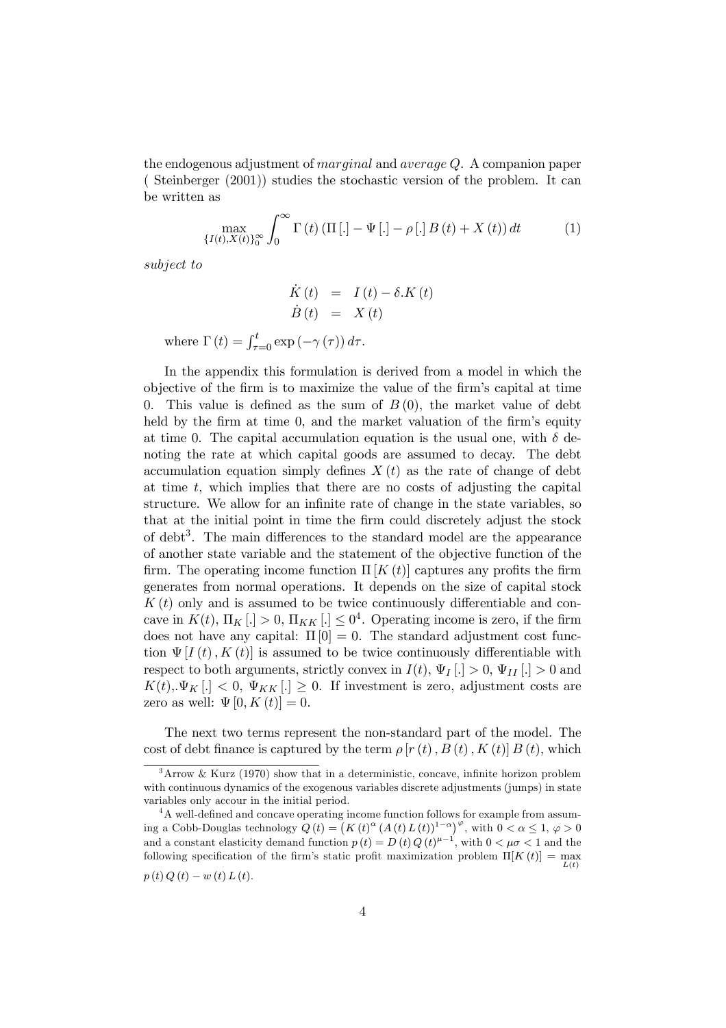the endogenous adjustment of *marginal* and *average* $Q$. A companion paper ( Steinberger (2001)) studies the stochastic version of the problem. It can be written as

$$\max_{\{I(t),X(t)\}_0^\infty} \int_0^\infty \Gamma(t) \left(\Pi[.] - \Psi[.] - \rho[.]\, B(t) + X(t)\right) dt \tag{1}$$

*subject to*

$$\begin{aligned} \dot{K}(t) &= I(t) - \delta . K(t) \\ \dot{B}(t) &= X(t) \end{aligned}$$

where $\Gamma(t) = \int_{\tau=0}^{t} \exp(-\gamma(\tau))\, d\tau$.

In the appendix this formulation is derived from a model in which the objective of the firm is to maximize the value of the firm's capital at time 0. This value is defined as the sum of $B(0)$, the market value of debt held by the firm at time 0, and the market valuation of the firm's equity at time 0. The capital accumulation equation is the usual one, with $\delta$ denoting the rate at which capital goods are assumed to decay. The debt accumulation equation simply defines $X(t)$ as the rate of change of debt at time $t$, which implies that there are no costs of adjusting the capital structure. We allow for an infinite rate of change in the state variables, so that at the initial point in time the firm could discretely adjust the stock of debt[3]. The main differences to the standard model are the appearance of another state variable and the statement of the objective function of the firm. The operating income function $\Pi[K(t)]$ captures any profits the firm generates from normal operations. It depends on the size of capital stock $K(t)$ only and is assumed to be twice continuously differentiable and concave in $K(t)$, $\Pi_K[.] > 0$, $\Pi_{KK}[.] \leq 0$[4]. Operating income is zero, if the firm does not have any capital: $\Pi[0] = 0$. The standard adjustment cost function $\Psi[I(t), K(t)]$ is assumed to be twice continuously differentiable with respect to both arguments, strictly convex in $I(t)$, $\Psi_I[.] > 0$, $\Psi_{II}[.] > 0$ and $K(t)$,.$\Psi_K[.] < 0$, $\Psi_{KK}[.] \geq 0$. If investment is zero, adjustment costs are zero as well: $\Psi[0, K(t)] = 0$.

The next two terms represent the non-standard part of the model. The cost of debt finance is captured by the term $\rho[r(t), B(t), K(t)]\, B(t)$, which

[3] Arrow & Kurz (1970) show that in a deterministic, concave, infinite horizon problem with continuous dynamics of the exogenous variables discrete adjustments (jumps) in state variables only accour in the initial period.

[4] A well-defined and concave operating income function follows for example from assuming a Cobb-Douglas technology $Q(t) = \left(K(t)^\alpha (A(t) L(t))^{1-\alpha}\right)^\varphi$, with $0 < \alpha \leq 1$, $\varphi > 0$ and a constant elasticity demand function $p(t) = D(t)\, Q(t)^{\mu-1}$, with $0 < \mu\sigma < 1$ and the following specification of the firm's static profit maximization problem $\Pi[K(t)] = \max_{L(t)} p(t)\, Q(t) - w(t)\, L(t)$.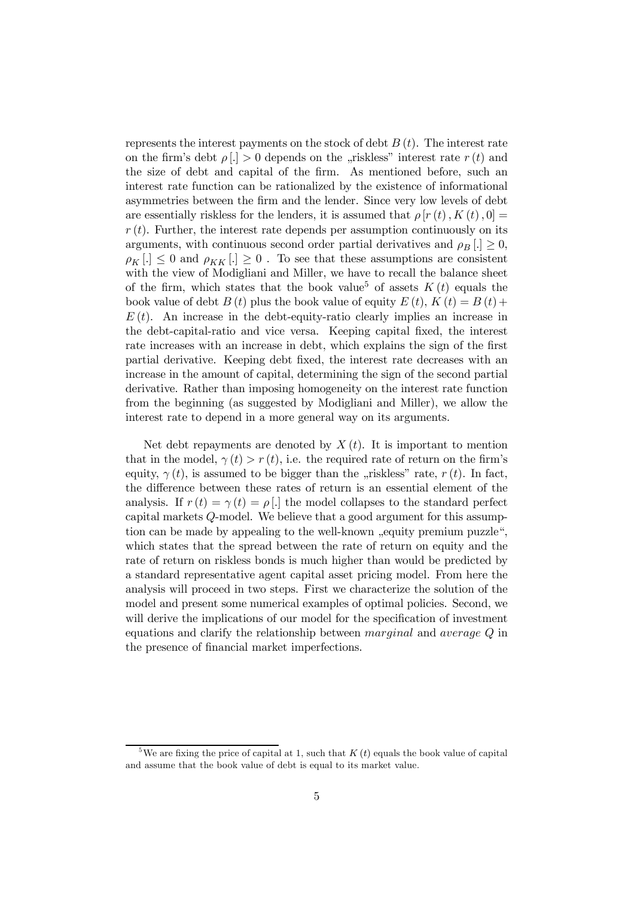represents the interest payments on the stock of debt $B(t)$. The interest rate on the firm's debt $\rho[.] > 0$ depends on the „riskless" interest rate $r(t)$ and the size of debt and capital of the firm. As mentioned before, such an interest rate function can be rationalized by the existence of informational asymmetries between the firm and the lender. Since very low levels of debt are essentially riskless for the lenders, it is assumed that $\rho[r(t), K(t), 0] = r(t)$. Further, the interest rate depends per assumption continuously on its arguments, with continuous second order partial derivatives and $\rho_B[.] \geq 0$, $\rho_K[.] \leq 0$ and $\rho_{KK}[.] \geq 0$ . To see that these assumptions are consistent with the view of Modigliani and Miller, we have to recall the balance sheet of the firm, which states that the book value[5] of assets $K(t)$ equals the book value of debt $B(t)$ plus the book value of equity $E(t)$, $K(t) = B(t) + E(t)$. An increase in the debt-equity-ratio clearly implies an increase in the debt-capital-ratio and vice versa. Keeping capital fixed, the interest rate increases with an increase in debt, which explains the sign of the first partial derivative. Keeping debt fixed, the interest rate decreases with an increase in the amount of capital, determining the sign of the second partial derivative. Rather than imposing homogeneity on the interest rate function from the beginning (as suggested by Modigliani and Miller), we allow the interest rate to depend in a more general way on its arguments.

Net debt repayments are denoted by $X(t)$. It is important to mention that in the model, $\gamma(t) > r(t)$, i.e. the required rate of return on the firm's equity, $\gamma(t)$, is assumed to be bigger than the „riskless" rate, $r(t)$. In fact, the difference between these rates of return is an essential element of the analysis. If $r(t) = \gamma(t) = \rho[.]$ the model collapses to the standard perfect capital markets $Q$-model. We believe that a good argument for this assumption can be made by appealing to the well-known „equity premium puzzle", which states that the spread between the rate of return on equity and the rate of return on riskless bonds is much higher than would be predicted by a standard representative agent capital asset pricing model. From here the analysis will proceed in two steps. First we characterize the solution of the model and present some numerical examples of optimal policies. Second, we will derive the implications of our model for the specification of investment equations and clarify the relationship between *marginal* and *average* $Q$ in the presence of financial market imperfections.

[5] We are fixing the price of capital at 1, such that $K(t)$ equals the book value of capital and assume that the book value of debt is equal to its market value.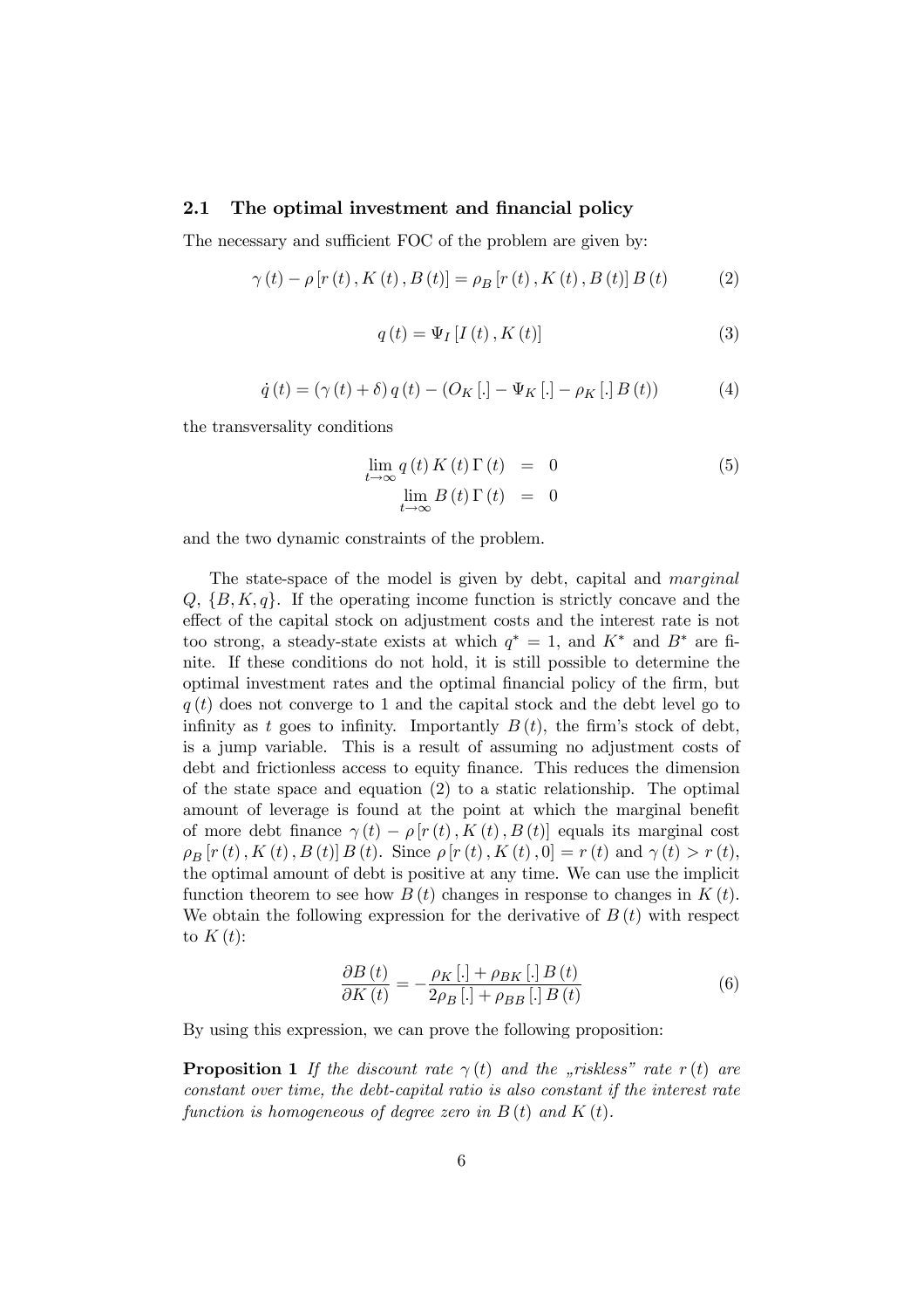### 2.1 The optimal investment and financial policy

The necessary and sufficient FOC of the problem are given by:

$$\gamma(t) - \rho[r(t), K(t), B(t)] = \rho_B[r(t), K(t), B(t)] B(t) \qquad (2)$$

$$q(t) = \Psi_I[I(t), K(t)] \qquad (3)$$

$$\dot{q}(t) = (\gamma(t) + \delta) q(t) - (O_K[.] - \Psi_K[.] - \rho_K[.] B(t)) \qquad (4)$$

the transversality conditions

$$\begin{aligned} \lim_{t\to\infty} q(t) K(t) \Gamma(t) &= 0 \\ \lim_{t\to\infty} B(t) \Gamma(t) &= 0 \end{aligned} \qquad (5)$$

and the two dynamic constraints of the problem.

The state-space of the model is given by debt, capital and *marginal* $Q$, $\{B, K, q\}$. If the operating income function is strictly concave and the effect of the capital stock on adjustment costs and the interest rate is not too strong, a steady-state exists at which $q^* = 1$, and $K^*$ and $B^*$ are finite. If these conditions do not hold, it is still possible to determine the optimal investment rates and the optimal financial policy of the firm, but $q(t)$ does not converge to 1 and the capital stock and the debt level go to infinity as $t$ goes to infinity. Importantly $B(t)$, the firm's stock of debt, is a jump variable. This is a result of assuming no adjustment costs of debt and frictionless access to equity finance. This reduces the dimension of the state space and equation (2) to a static relationship. The optimal amount of leverage is found at the point at which the marginal benefit of more debt finance $\gamma(t) - \rho[r(t), K(t), B(t)]$ equals its marginal cost $\rho_B[r(t), K(t), B(t)] B(t)$. Since $\rho[r(t), K(t), 0] = r(t)$ and $\gamma(t) > r(t)$, the optimal amount of debt is positive at any time. We can use the implicit function theorem to see how $B(t)$ changes in response to changes in $K(t)$. We obtain the following expression for the derivative of $B(t)$ with respect to $K(t)$:

$$\frac{\partial B(t)}{\partial K(t)} = -\frac{\rho_K[.] + \rho_{BK}[.] B(t)}{2\rho_B[.] + \rho_{BB}[.] B(t)} \qquad (6)$$

By using this expression, we can prove the following proposition:

**Proposition 1** *If the discount rate $\gamma(t)$ and the „riskless" rate $r(t)$ are constant over time, the debt-capital ratio is also constant if the interest rate function is homogeneous of degree zero in $B(t)$ and $K(t)$.*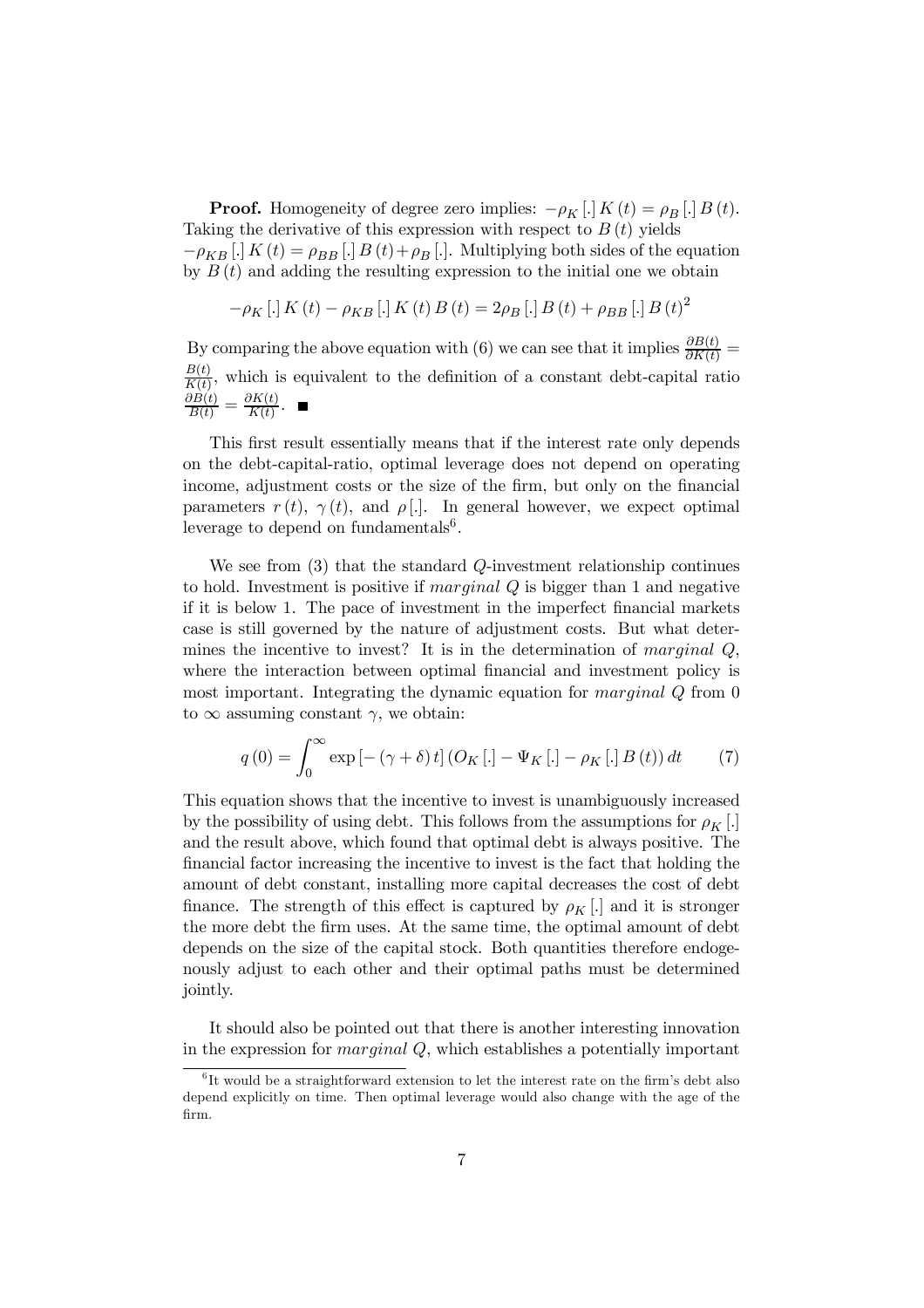**Proof.** Homogeneity of degree zero implies: $-\rho_K[.]\,K(t) = \rho_B[.]\,B(t)$. Taking the derivative of this expression with respect to $B(t)$ yields $-\rho_{KB}[.]\,K(t) = \rho_{BB}[.]\,B(t) + \rho_B[.]$. Multiplying both sides of the equation by $B(t)$ and adding the resulting expression to the initial one we obtain

$$-\rho_K[.]\,K(t) - \rho_{KB}[.]\,K(t)\,B(t) = 2\rho_B[.]\,B(t) + \rho_{BB}[.]\,B(t)^2$$

By comparing the above equation with (6) we can see that it implies $\frac{\partial B(t)}{\partial K(t)} = \frac{B(t)}{K(t)}$, which is equivalent to the definition of a constant debt-capital ratio $\frac{\partial B(t)}{B(t)} = \frac{\partial K(t)}{K(t)}$. ■

This first result essentially means that if the interest rate only depends on the debt-capital-ratio, optimal leverage does not depend on operating income, adjustment costs or the size of the firm, but only on the financial parameters $r(t)$, $\gamma(t)$, and $\rho[.]$. In general however, we expect optimal leverage to depend on fundamentals[6].

We see from (3) that the standard $Q$-investment relationship continues to hold. Investment is positive if *marginal* $Q$ is bigger than 1 and negative if it is below 1. The pace of investment in the imperfect financial markets case is still governed by the nature of adjustment costs. But what determines the incentive to invest? It is in the determination of *marginal* $Q$, where the interaction between optimal financial and investment policy is most important. Integrating the dynamic equation for *marginal* $Q$ from 0 to $\infty$ assuming constant $\gamma$, we obtain:

$$q(0) = \int_0^\infty \exp\left[-(\gamma+\delta)\,t\right]\left(O_K[.] - \Psi_K[.] - \rho_K[.]\,B(t)\right)dt \qquad (7)$$

This equation shows that the incentive to invest is unambiguously increased by the possibility of using debt. This follows from the assumptions for $\rho_K[.]$ and the result above, which found that optimal debt is always positive. The financial factor increasing the incentive to invest is the fact that holding the amount of debt constant, installing more capital decreases the cost of debt finance. The strength of this effect is captured by $\rho_K[.]$ and it is stronger the more debt the firm uses. At the same time, the optimal amount of debt depends on the size of the capital stock. Both quantities therefore endogenously adjust to each other and their optimal paths must be determined jointly.

It should also be pointed out that there is another interesting innovation in the expression for *marginal* $Q$, which establishes a potentially important

[6] It would be a straightforward extension to let the interest rate on the firm's debt also depend explicitly on time. Then optimal leverage would also change with the age of the firm.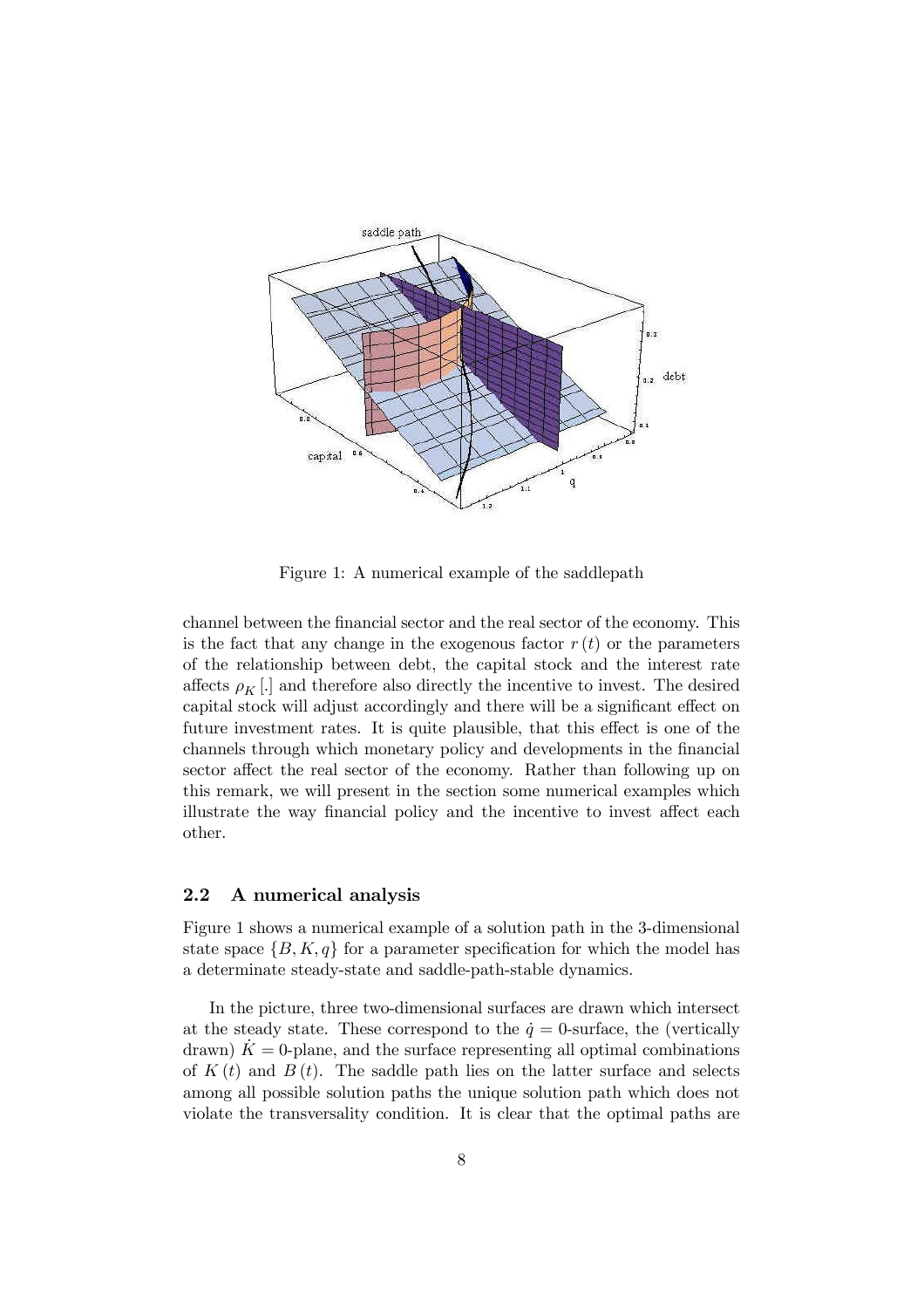Figure 1: A numerical example of the saddlepath

channel between the financial sector and the real sector of the economy. This is the fact that any change in the exogenous factor $r(t)$ or the parameters of the relationship between debt, the capital stock and the interest rate affects $\rho_K[.]$ and therefore also directly the incentive to invest. The desired capital stock will adjust accordingly and there will be a significant effect on future investment rates. It is quite plausible, that this effect is one of the channels through which monetary policy and developments in the financial sector affect the real sector of the economy. Rather than following up on this remark, we will present in the section some numerical examples which illustrate the way financial policy and the incentive to invest affect each other.

## 2.2 A numerical analysis

Figure 1 shows a numerical example of a solution path in the 3-dimensional state space $\{B, K, q\}$ for a parameter specification for which the model has a determinate steady-state and saddle-path-stable dynamics.

In the picture, three two-dimensional surfaces are drawn which intersect at the steady state. These correspond to the $\dot{q} = 0$-surface, the (vertically drawn) $\dot{K} = 0$-plane, and the surface representing all optimal combinations of $K(t)$ and $B(t)$. The saddle path lies on the latter surface and selects among all possible solution paths the unique solution path which does not violate the transversality condition. It is clear that the optimal paths are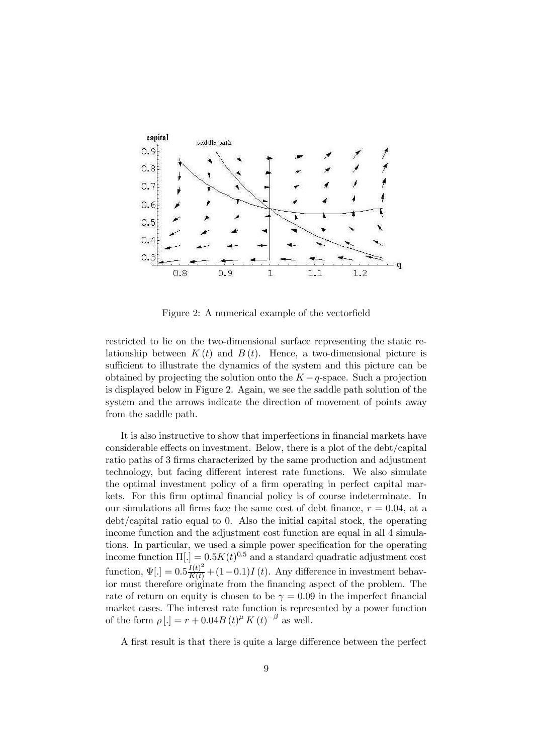Figure 2: A numerical example of the vectorfield

restricted to lie on the two-dimensional surface representing the static relationship between $K(t)$ and $B(t)$. Hence, a two-dimensional picture is sufficient to illustrate the dynamics of the system and this picture can be obtained by projecting the solution onto the $K-q$-space. Such a projection is displayed below in Figure 2. Again, we see the saddle path solution of the system and the arrows indicate the direction of movement of points away from the saddle path.

It is also instructive to show that imperfections in financial markets have considerable effects on investment. Below, there is a plot of the debt/capital ratio paths of 3 firms characterized by the same production and adjustment technology, but facing different interest rate functions. We also simulate the optimal investment policy of a firm operating in perfect capital markets. For this firm optimal financial policy is of course indeterminate. In our simulations all firms face the same cost of debt finance, $r = 0.04$, at a debt/capital ratio equal to 0. Also the initial capital stock, the operating income function and the adjustment cost function are equal in all 4 simulations. In particular, we used a simple power specification for the operating income function $\Pi[.] = 0.5K(t)^{0.5}$ and a standard quadratic adjustment cost function, $\Psi[.] = 0.5\frac{I(t)^2}{K(t)} + (1-0.1)I(t)$. Any difference in investment behavior must therefore originate from the financing aspect of the problem. The rate of return on equity is chosen to be $\gamma = 0.09$ in the imperfect financial market cases. The interest rate function is represented by a power function of the form $\rho[.] = r + 0.04B(t)^{\mu} K(t)^{-\beta}$ as well.

A first result is that there is quite a large difference between the perfect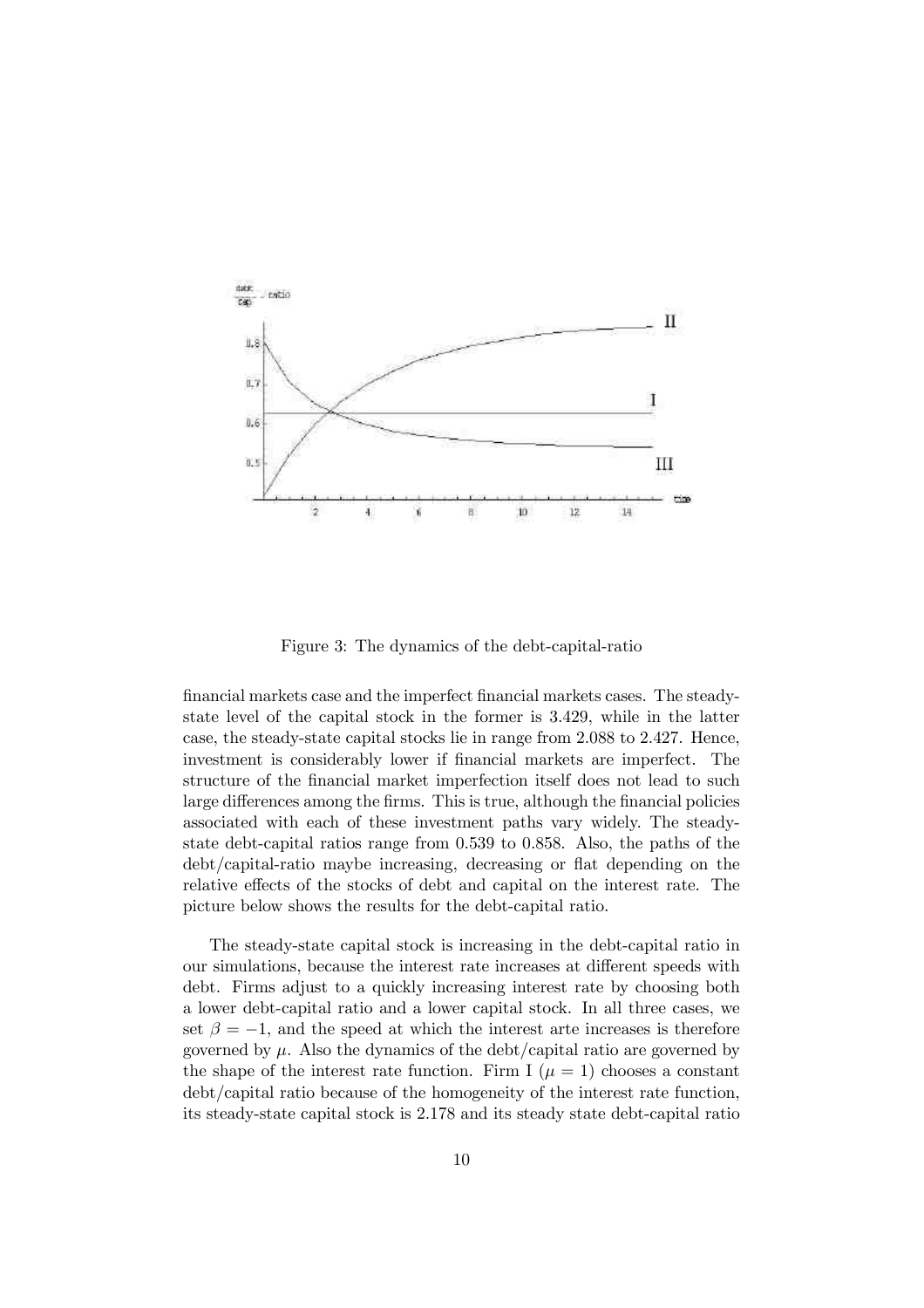Figure 3: The dynamics of the debt-capital-ratio

financial markets case and the imperfect financial markets cases. The steady-state level of the capital stock in the former is 3.429, while in the latter case, the steady-state capital stocks lie in range from 2.088 to 2.427. Hence, investment is considerably lower if financial markets are imperfect. The structure of the financial market imperfection itself does not lead to such large differences among the firms. This is true, although the financial policies associated with each of these investment paths vary widely. The steady-state debt-capital ratios range from 0.539 to 0.858. Also, the paths of the debt/capital-ratio maybe increasing, decreasing or flat depending on the relative effects of the stocks of debt and capital on the interest rate. The picture below shows the results for the debt-capital ratio.

The steady-state capital stock is increasing in the debt-capital ratio in our simulations, because the interest rate increases at different speeds with debt. Firms adjust to a quickly increasing interest rate by choosing both a lower debt-capital ratio and a lower capital stock. In all three cases, we set $\beta = -1$, and the speed at which the interest arte increases is therefore governed by $\mu$. Also the dynamics of the debt/capital ratio are governed by the shape of the interest rate function. Firm I ($\mu = 1$) chooses a constant debt/capital ratio because of the homogeneity of the interest rate function, its steady-state capital stock is 2.178 and its steady state debt-capital ratio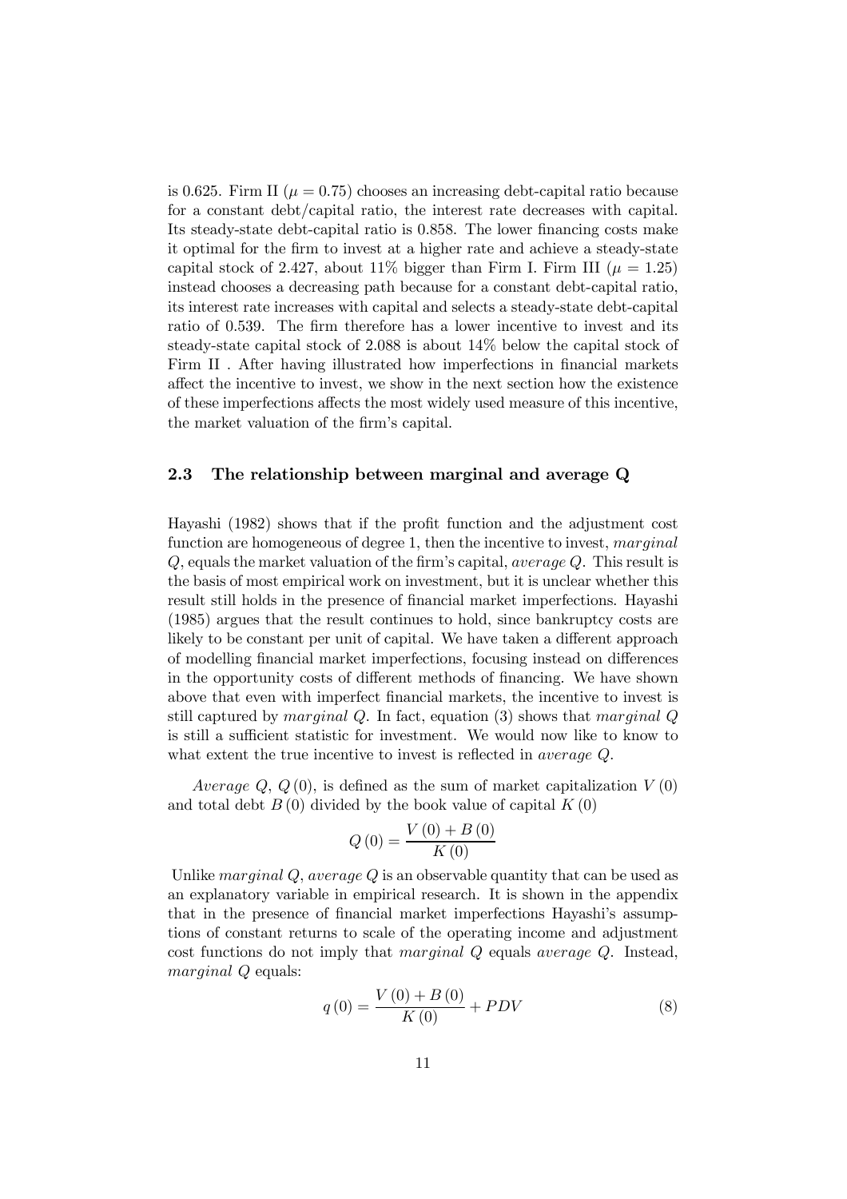is 0.625. Firm II ($\mu = 0.75$) chooses an increasing debt-capital ratio because for a constant debt/capital ratio, the interest rate decreases with capital. Its steady-state debt-capital ratio is 0.858. The lower financing costs make it optimal for the firm to invest at a higher rate and achieve a steady-state capital stock of 2.427, about 11% bigger than Firm I. Firm III ($\mu = 1.25$) instead chooses a decreasing path because for a constant debt-capital ratio, its interest rate increases with capital and selects a steady-state debt-capital ratio of 0.539. The firm therefore has a lower incentive to invest and its steady-state capital stock of 2.088 is about 14% below the capital stock of Firm II . After having illustrated how imperfections in financial markets affect the incentive to invest, we show in the next section how the existence of these imperfections affects the most widely used measure of this incentive, the market valuation of the firm's capital.

### 2.3 The relationship between marginal and average Q

Hayashi (1982) shows that if the profit function and the adjustment cost function are homogeneous of degree 1, then the incentive to invest, *marginal* $Q$, equals the market valuation of the firm's capital, *average* $Q$. This result is the basis of most empirical work on investment, but it is unclear whether this result still holds in the presence of financial market imperfections. Hayashi (1985) argues that the result continues to hold, since bankruptcy costs are likely to be constant per unit of capital. We have taken a different approach of modelling financial market imperfections, focusing instead on differences in the opportunity costs of different methods of financing. We have shown above that even with imperfect financial markets, the incentive to invest is still captured by *marginal* $Q$. In fact, equation (3) shows that *marginal* $Q$ is still a sufficient statistic for investment. We would now like to know to what extent the true incentive to invest is reflected in *average* $Q$.

*Average* $Q$, $Q(0)$, is defined as the sum of market capitalization $V(0)$ and total debt $B(0)$ divided by the book value of capital $K(0)$

$$Q(0) = \frac{V(0) + B(0)}{K(0)}$$

Unlike *marginal* $Q$, *average* $Q$ is an observable quantity that can be used as an explanatory variable in empirical research. It is shown in the appendix that in the presence of financial market imperfections Hayashi's assumptions of constant returns to scale of the operating income and adjustment cost functions do not imply that *marginal* $Q$ equals *average* $Q$. Instead, *marginal* $Q$ equals:

$$q(0) = \frac{V(0) + B(0)}{K(0)} + PDV \tag{8}$$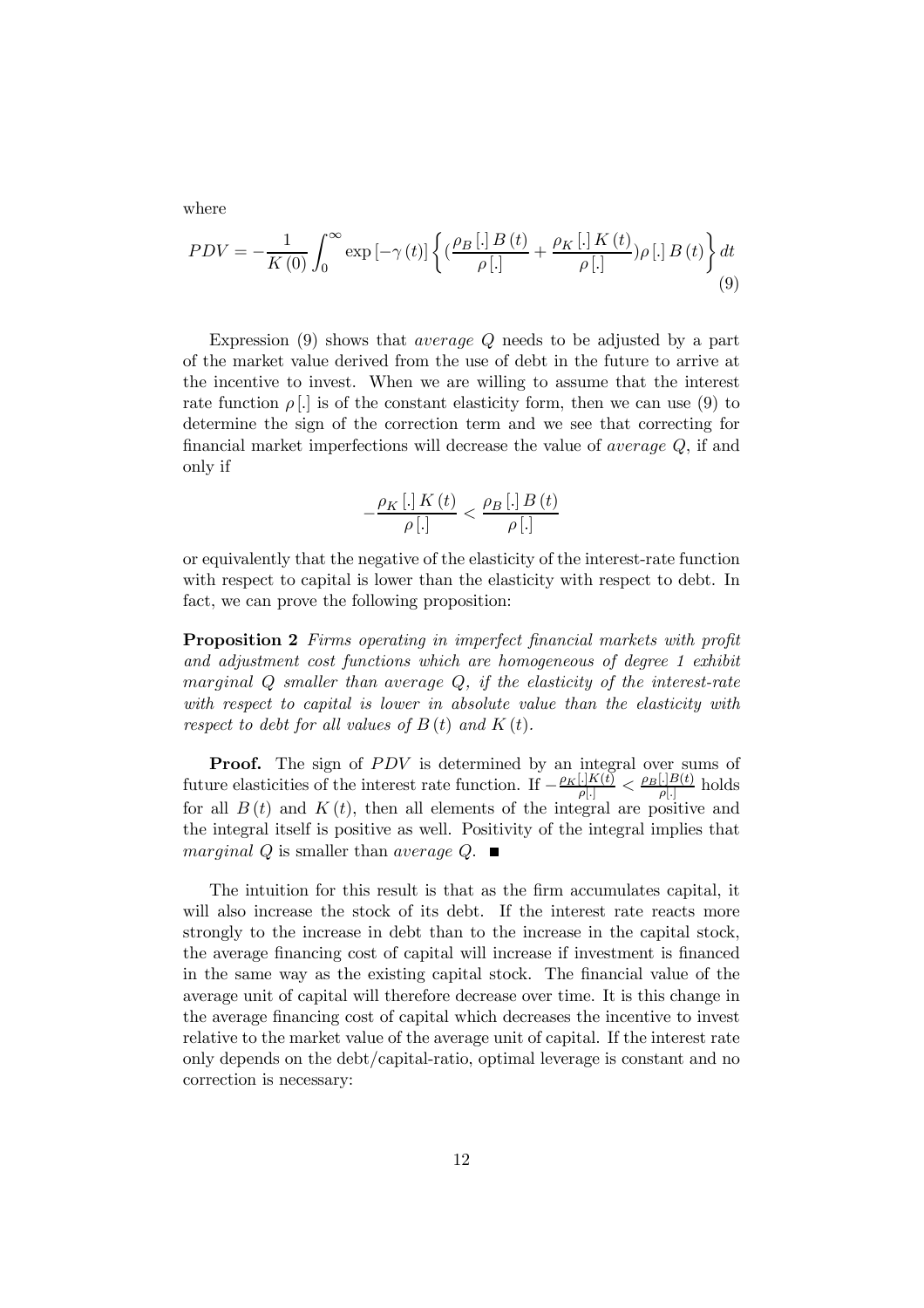where

$$PDV = -\frac{1}{K(0)} \int_0^{\infty} \exp\left[-\gamma(t)\right] \left\{ \left(\frac{\rho_B[.]\, B(t)}{\rho[.]} + \frac{\rho_K[.]\, K(t)}{\rho[.]}\right) \rho[.]\, B(t) \right\} dt \tag{9}$$

Expression (9) shows that *average* $Q$ needs to be adjusted by a part of the market value derived from the use of debt in the future to arrive at the incentive to invest. When we are willing to assume that the interest rate function $\rho[.]$ is of the constant elasticity form, then we can use (9) to determine the sign of the correction term and we see that correcting for financial market imperfections will decrease the value of *average* $Q$, if and only if

$$-\frac{\rho_K[.]\, K(t)}{\rho[.]} < \frac{\rho_B[.]\, B(t)}{\rho[.]}$$

or equivalently that the negative of the elasticity of the interest-rate function with respect to capital is lower than the elasticity with respect to debt. In fact, we can prove the following proposition:

**Proposition 2** *Firms operating in imperfect financial markets with profit and adjustment cost functions which are homogeneous of degree 1 exhibit marginal Q smaller than average Q, if the elasticity of the interest-rate with respect to capital is lower in absolute value than the elasticity with respect to debt for all values of $B(t)$ and $K(t)$.*

**Proof.** The sign of $PDV$ is determined by an integral over sums of future elasticities of the interest rate function. If $-\frac{\rho_K[.]K(t)}{\rho[.]} < \frac{\rho_B[.]B(t)}{\rho[.]}$ holds for all $B(t)$ and $K(t)$, then all elements of the integral are positive and the integral itself is positive as well. Positivity of the integral implies that *marginal* $Q$ is smaller than *average* $Q$. ∎

The intuition for this result is that as the firm accumulates capital, it will also increase the stock of its debt. If the interest rate reacts more strongly to the increase in debt than to the increase in the capital stock, the average financing cost of capital will increase if investment is financed in the same way as the existing capital stock. The financial value of the average unit of capital will therefore decrease over time. It is this change in the average financing cost of capital which decreases the incentive to invest relative to the market value of the average unit of capital. If the interest rate only depends on the debt/capital-ratio, optimal leverage is constant and no correction is necessary: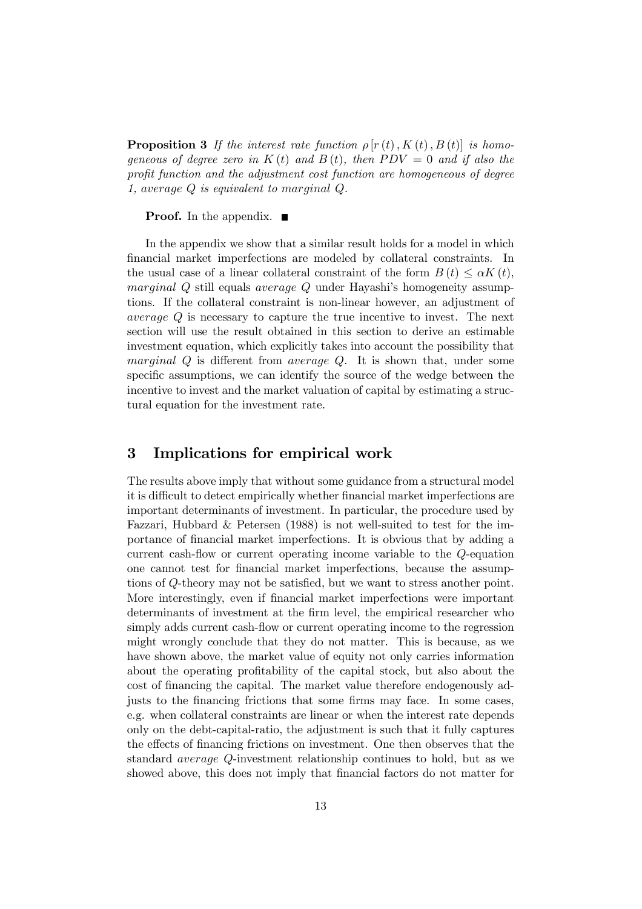**Proposition 3** *If the interest rate function $\rho[r(t), K(t), B(t)]$ is homogeneous of degree zero in $K(t)$ and $B(t)$, then $PDV = 0$ and if also the profit function and the adjustment cost function are homogeneous of degree 1, average Q is equivalent to marginal Q.*

**Proof.** In the appendix. ■

In the appendix we show that a similar result holds for a model in which financial market imperfections are modeled by collateral constraints. In the usual case of a linear collateral constraint of the form $B(t) \leq \alpha K(t)$, *marginal Q* still equals *average Q* under Hayashi's homogeneity assumptions. If the collateral constraint is non-linear however, an adjustment of *average Q* is necessary to capture the true incentive to invest. The next section will use the result obtained in this section to derive an estimable investment equation, which explicitly takes into account the possibility that *marginal Q* is different from *average Q*. It is shown that, under some specific assumptions, we can identify the source of the wedge between the incentive to invest and the market valuation of capital by estimating a structural equation for the investment rate.

# 3 Implications for empirical work

The results above imply that without some guidance from a structural model it is difficult to detect empirically whether financial market imperfections are important determinants of investment. In particular, the procedure used by Fazzari, Hubbard & Petersen (1988) is not well-suited to test for the importance of financial market imperfections. It is obvious that by adding a current cash-flow or current operating income variable to the $Q$-equation one cannot test for financial market imperfections, because the assumptions of $Q$-theory may not be satisfied, but we want to stress another point. More interestingly, even if financial market imperfections were important determinants of investment at the firm level, the empirical researcher who simply adds current cash-flow or current operating income to the regression might wrongly conclude that they do not matter. This is because, as we have shown above, the market value of equity not only carries information about the operating profitability of the capital stock, but also about the cost of financing the capital. The market value therefore endogenously adjusts to the financing frictions that some firms may face. In some cases, e.g. when collateral constraints are linear or when the interest rate depends only on the debt-capital-ratio, the adjustment is such that it fully captures the effects of financing frictions on investment. One then observes that the standard *average Q*-investment relationship continues to hold, but as we showed above, this does not imply that financial factors do not matter for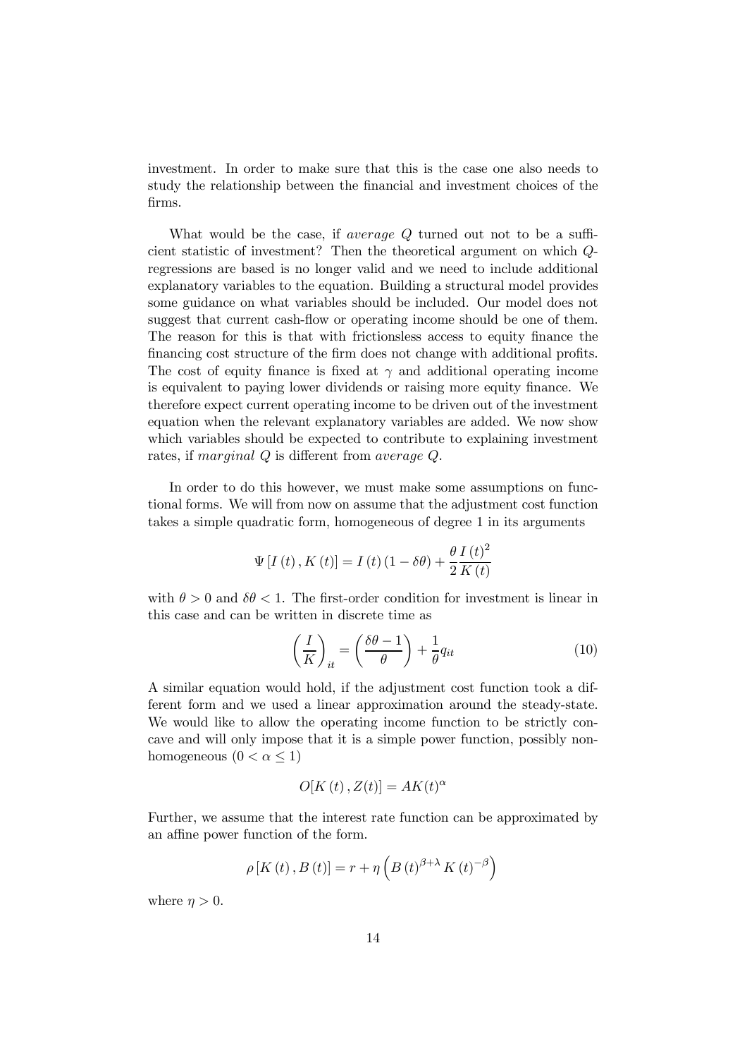investment. In order to make sure that this is the case one also needs to study the relationship between the financial and investment choices of the firms.

What would be the case, if *average* $Q$ turned out not to be a sufficient statistic of investment? Then the theoretical argument on which $Q$-regressions are based is no longer valid and we need to include additional explanatory variables to the equation. Building a structural model provides some guidance on what variables should be included. Our model does not suggest that current cash-flow or operating income should be one of them. The reason for this is that with frictionsless access to equity finance the financing cost structure of the firm does not change with additional profits. The cost of equity finance is fixed at $\gamma$ and additional operating income is equivalent to paying lower dividends or raising more equity finance. We therefore expect current operating income to be driven out of the investment equation when the relevant explanatory variables are added. We now show which variables should be expected to contribute to explaining investment rates, if *marginal* $Q$ is different from *average* $Q$.

In order to do this however, we must make some assumptions on functional forms. We will from now on assume that the adjustment cost function takes a simple quadratic form, homogeneous of degree 1 in its arguments

$$\Psi\left[I\left(t\right),K\left(t\right)\right]=I\left(t\right)\left(1-\delta\theta\right)+\frac{\theta}{2}\frac{I\left(t\right)^{2}}{K\left(t\right)}$$

with $\theta > 0$ and $\delta\theta < 1$. The first-order condition for investment is linear in this case and can be written in discrete time as

$$\left(\frac{I}{K}\right)_{it}=\left(\frac{\delta\theta-1}{\theta}\right)+\frac{1}{\theta}q_{it} \tag{10}$$

A similar equation would hold, if the adjustment cost function took a different form and we used a linear approximation around the steady-state. We would like to allow the operating income function to be strictly concave and will only impose that it is a simple power function, possibly nonhomogeneous $(0 < \alpha \leq 1)$

$$O[K\left(t\right),Z(t)]=AK(t)^{\alpha}$$

Further, we assume that the interest rate function can be approximated by an affine power function of the form.

$$\rho\left[K\left(t\right),B\left(t\right)\right]=r+\eta\left(B\left(t\right)^{\beta+\lambda}K\left(t\right)^{-\beta}\right)$$

where $\eta > 0$.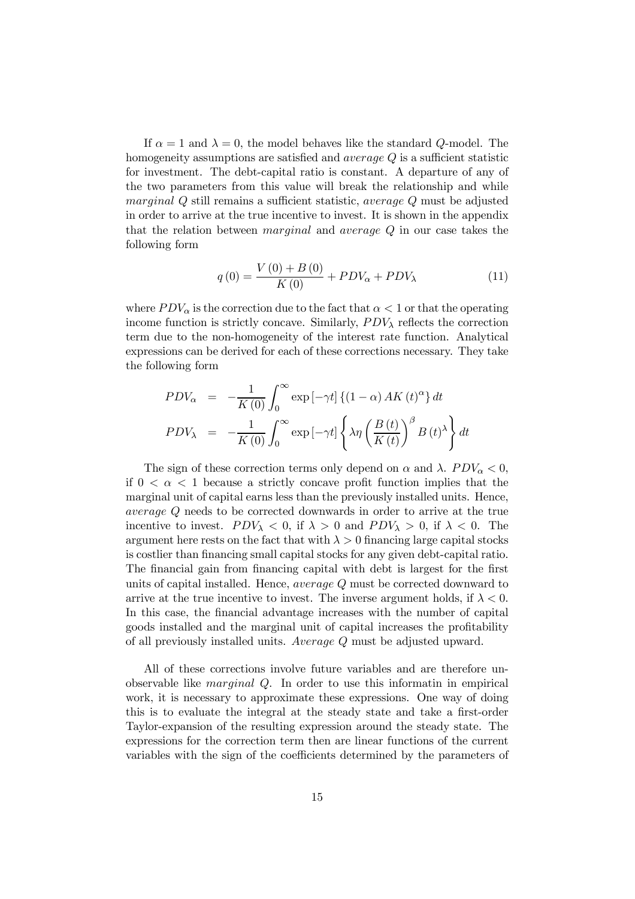If $\alpha = 1$ and $\lambda = 0$, the model behaves like the standard $Q$-model. The homogeneity assumptions are satisfied and *average* $Q$ is a sufficient statistic for investment. The debt-capital ratio is constant. A departure of any of the two parameters from this value will break the relationship and while *marginal* $Q$ still remains a sufficient statistic, *average* $Q$ must be adjusted in order to arrive at the true incentive to invest. It is shown in the appendix that the relation between *marginal* and *average* $Q$ in our case takes the following form

$$q(0) = \frac{V(0) + B(0)}{K(0)} + PDV_{\alpha} + PDV_{\lambda} \tag{11}$$

where $PDV_{\alpha}$ is the correction due to the fact that $\alpha < 1$ or that the operating income function is strictly concave. Similarly, $PDV_{\lambda}$ reflects the correction term due to the non-homogeneity of the interest rate function. Analytical expressions can be derived for each of these corrections necessary. They take the following form

$$\begin{aligned}
PDV_{\alpha} &= -\frac{1}{K(0)} \int_0^{\infty} \exp[-\gamma t] \left\{ (1-\alpha) AK(t)^{\alpha} \right\} dt \\
PDV_{\lambda} &= -\frac{1}{K(0)} \int_0^{\infty} \exp[-\gamma t] \left\{ \lambda \eta \left( \frac{B(t)}{K(t)} \right)^{\beta} B(t)^{\lambda} \right\} dt
\end{aligned}$$

The sign of these correction terms only depend on $\alpha$ and $\lambda$. $PDV_{\alpha} < 0$, if $0 < \alpha < 1$ because a strictly concave profit function implies that the marginal unit of capital earns less than the previously installed units. Hence, *average* $Q$ needs to be corrected downwards in order to arrive at the true incentive to invest. $PDV_{\lambda} < 0$, if $\lambda > 0$ and $PDV_{\lambda} > 0$, if $\lambda < 0$. The argument here rests on the fact that with $\lambda > 0$ financing large capital stocks is costlier than financing small capital stocks for any given debt-capital ratio. The financial gain from financing capital with debt is largest for the first units of capital installed. Hence, *average* $Q$ must be corrected downward to arrive at the true incentive to invest. The inverse argument holds, if $\lambda < 0$. In this case, the financial advantage increases with the number of capital goods installed and the marginal unit of capital increases the profitability of all previously installed units. *Average* $Q$ must be adjusted upward.

All of these corrections involve future variables and are therefore unobservable like *marginal* $Q$. In order to use this informatin in empirical work, it is necessary to approximate these expressions. One way of doing this is to evaluate the integral at the steady state and take a first-order Taylor-expansion of the resulting expression around the steady state. The expressions for the correction term then are linear functions of the current variables with the sign of the coefficients determined by the parameters of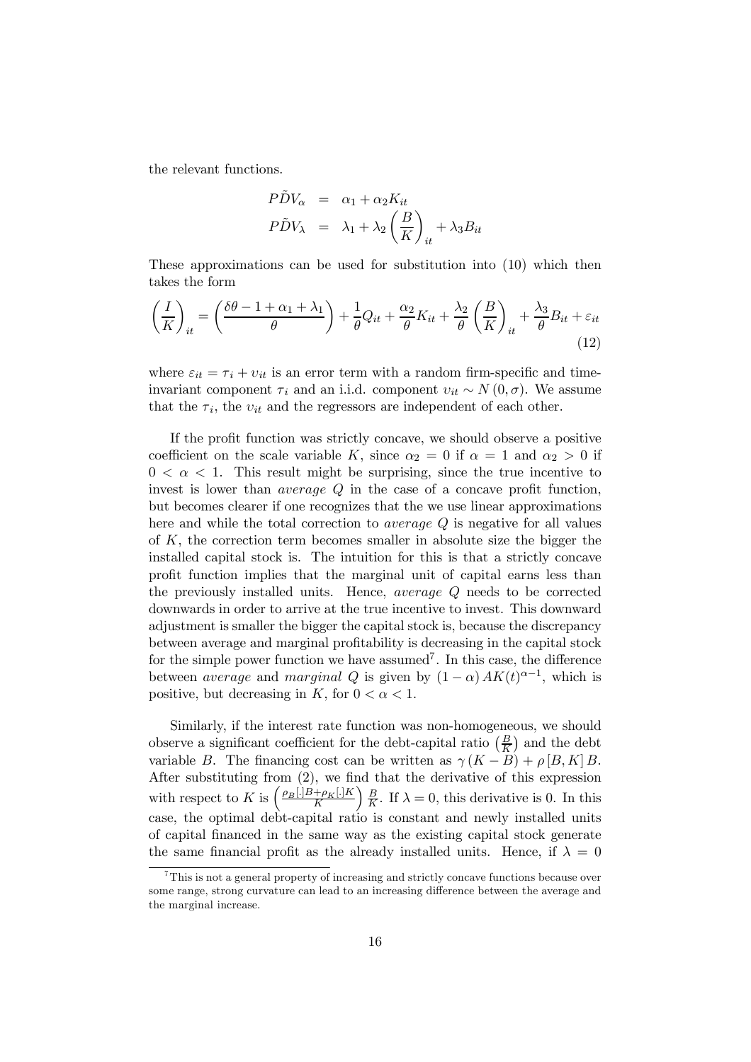the relevant functions.

$$
\begin{aligned}
P\tilde{D}V_{\alpha} &= \alpha_1 + \alpha_2 K_{it} \\
P\tilde{D}V_{\lambda} &= \lambda_1 + \lambda_2 \left(\frac{B}{K}\right)_{it} + \lambda_3 B_{it}
\end{aligned}
$$

These approximations can be used for substitution into (10) which then takes the form

$$
\left(\frac{I}{K}\right)_{it} = \left(\frac{\delta\theta - 1 + \alpha_1 + \lambda_1}{\theta}\right) + \frac{1}{\theta} Q_{it} + \frac{\alpha_2}{\theta} K_{it} + \frac{\lambda_2}{\theta}\left(\frac{B}{K}\right)_{it} + \frac{\lambda_3}{\theta} B_{it} + \varepsilon_{it} \tag{12}
$$

where $\varepsilon_{it} = \tau_i + \upsilon_{it}$ is an error term with a random firm-specific and time-invariant component $\tau_i$ and an i.i.d. component $\upsilon_{it} \sim N(0, \sigma)$. We assume that the $\tau_i$, the $\upsilon_{it}$ and the regressors are independent of each other.

If the profit function was strictly concave, we should observe a positive coefficient on the scale variable $K$, since $\alpha_2 = 0$ if $\alpha = 1$ and $\alpha_2 > 0$ if $0 < \alpha < 1$. This result might be surprising, since the true incentive to invest is lower than *average* $Q$ in the case of a concave profit function, but becomes clearer if one recognizes that the we use linear approximations here and while the total correction to *average* $Q$ is negative for all values of $K$, the correction term becomes smaller in absolute size the bigger the installed capital stock is. The intuition for this is that a strictly concave profit function implies that the marginal unit of capital earns less than the previously installed units. Hence, *average* $Q$ needs to be corrected downwards in order to arrive at the true incentive to invest. This downward adjustment is smaller the bigger the capital stock is, because the discrepancy between average and marginal profitability is decreasing in the capital stock for the simple power function we have assumed[7]. In this case, the difference between *average* and *marginal* $Q$ is given by $(1-\alpha) AK(t)^{\alpha-1}$, which is positive, but decreasing in $K$, for $0 < \alpha < 1$.

Similarly, if the interest rate function was non-homogeneous, we should observe a significant coefficient for the debt-capital ratio $\left(\frac{B}{K}\right)$ and the debt variable $B$. The financing cost can be written as $\gamma(K - B) + \rho[B, K] B$. After substituting from (2), we find that the derivative of this expression with respect to $K$ is $\left(\frac{\rho_B[.]B + \rho_K[.]K}{K}\right)\frac{B}{K}$. If $\lambda = 0$, this derivative is 0. In this case, the optimal debt-capital ratio is constant and newly installed units of capital financed in the same way as the existing capital stock generate the same financial profit as the already installed units. Hence, if $\lambda = 0$

[7] This is not a general property of increasing and strictly concave functions because over some range, strong curvature can lead to an increasing difference between the average and the marginal increase.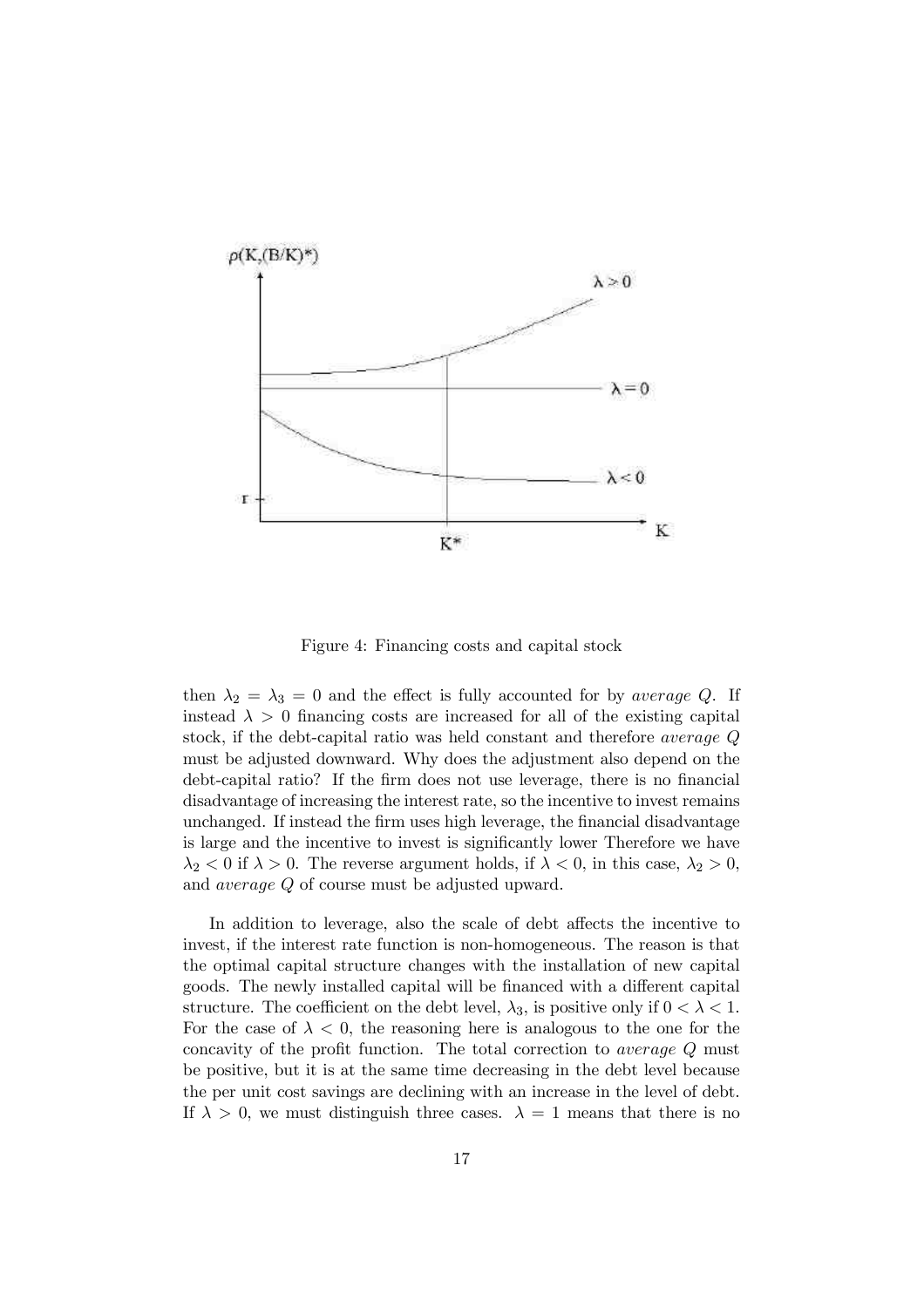Figure 4: Financing costs and capital stock

then $\lambda_2 = \lambda_3 = 0$ and the effect is fully accounted for by *average Q*. If instead $\lambda > 0$ financing costs are increased for all of the existing capital stock, if the debt-capital ratio was held constant and therefore *average Q* must be adjusted downward. Why does the adjustment also depend on the debt-capital ratio? If the firm does not use leverage, there is no financial disadvantage of increasing the interest rate, so the incentive to invest remains unchanged. If instead the firm uses high leverage, the financial disadvantage is large and the incentive to invest is significantly lower Therefore we have $\lambda_2 < 0$ if $\lambda > 0$. The reverse argument holds, if $\lambda < 0$, in this case, $\lambda_2 > 0$, and *average Q* of course must be adjusted upward.

In addition to leverage, also the scale of debt affects the incentive to invest, if the interest rate function is non-homogeneous. The reason is that the optimal capital structure changes with the installation of new capital goods. The newly installed capital will be financed with a different capital structure. The coefficient on the debt level, $\lambda_3$, is positive only if $0 < \lambda < 1$. For the case of $\lambda < 0$, the reasoning here is analogous to the one for the concavity of the profit function. The total correction to *average Q* must be positive, but it is at the same time decreasing in the debt level because the per unit cost savings are declining with an increase in the level of debt. If $\lambda > 0$, we must distinguish three cases. $\lambda = 1$ means that there is no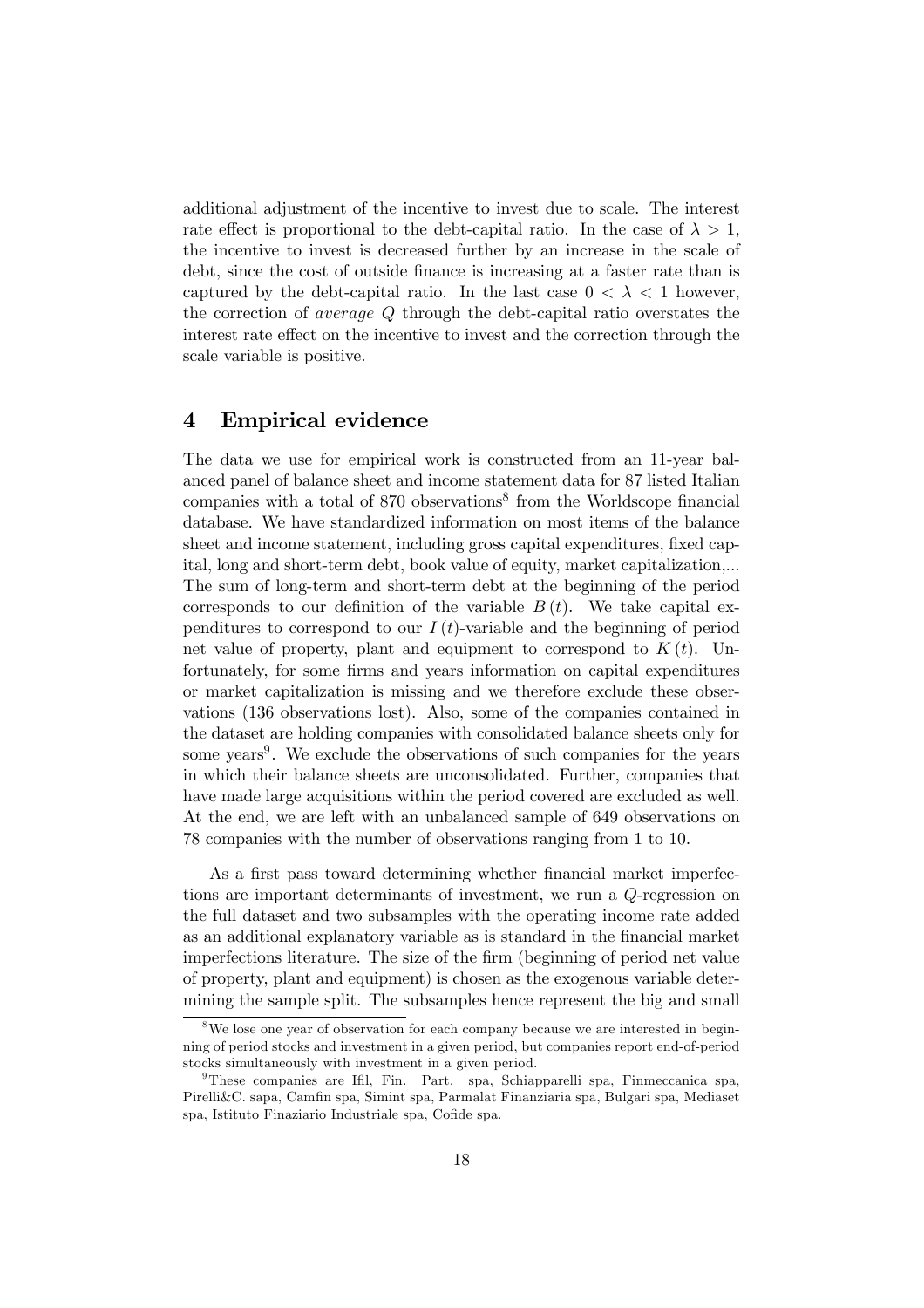additional adjustment of the incentive to invest due to scale. The interest rate effect is proportional to the debt-capital ratio. In the case of $\lambda > 1$, the incentive to invest is decreased further by an increase in the scale of debt, since the cost of outside finance is increasing at a faster rate than is captured by the debt-capital ratio. In the last case $0 < \lambda < 1$ however, the correction of *average* $Q$ through the debt-capital ratio overstates the interest rate effect on the incentive to invest and the correction through the scale variable is positive.

# 4 Empirical evidence

The data we use for empirical work is constructed from an 11-year balanced panel of balance sheet and income statement data for 87 listed Italian companies with a total of 870 observations[8] from the Worldscope financial database. We have standardized information on most items of the balance sheet and income statement, including gross capital expenditures, fixed capital, long and short-term debt, book value of equity, market capitalization,... The sum of long-term and short-term debt at the beginning of the period corresponds to our definition of the variable $B(t)$. We take capital expenditures to correspond to our $I(t)$-variable and the beginning of period net value of property, plant and equipment to correspond to $K(t)$. Unfortunately, for some firms and years information on capital expenditures or market capitalization is missing and we therefore exclude these observations (136 observations lost). Also, some of the companies contained in the dataset are holding companies with consolidated balance sheets only for some years[9]. We exclude the observations of such companies for the years in which their balance sheets are unconsolidated. Further, companies that have made large acquisitions within the period covered are excluded as well. At the end, we are left with an unbalanced sample of 649 observations on 78 companies with the number of observations ranging from 1 to 10.

As a first pass toward determining whether financial market imperfections are important determinants of investment, we run a $Q$-regression on the full dataset and two subsamples with the operating income rate added as an additional explanatory variable as is standard in the financial market imperfections literature. The size of the firm (beginning of period net value of property, plant and equipment) is chosen as the exogenous variable determining the sample split. The subsamples hence represent the big and small

[8] We lose one year of observation for each company because we are interested in beginning of period stocks and investment in a given period, but companies report end-of-period stocks simultaneously with investment in a given period.

[9] These companies are Ifil, Fin. Part. spa, Schiapparelli spa, Finmeccanica spa, Pirelli&C. sapa, Camfin spa, Simint spa, Parmalat Finanziaria spa, Bulgari spa, Mediaset spa, Istituto Finaziario Industriale spa, Cofide spa.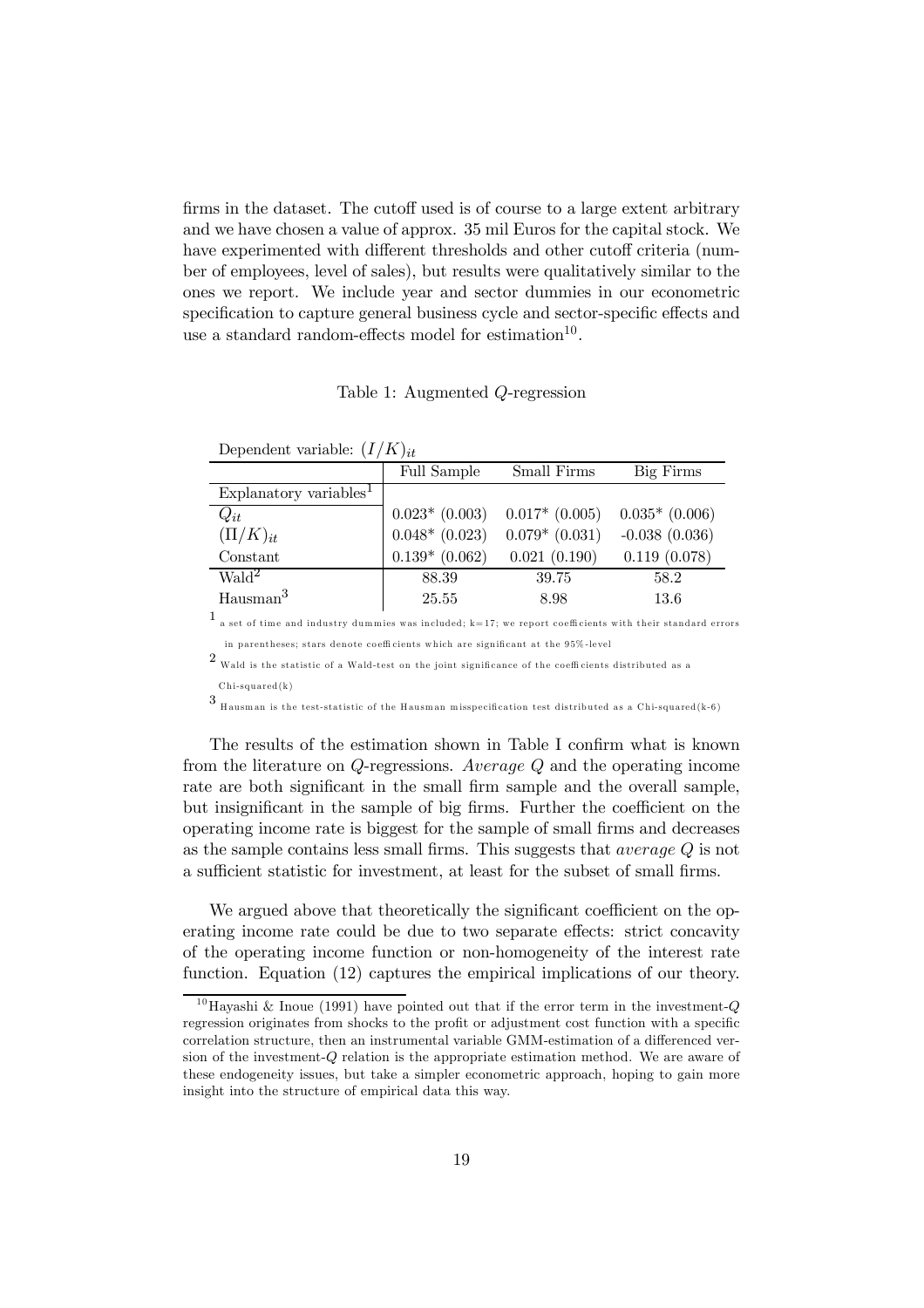firms in the dataset. The cutoff used is of course to a large extent arbitrary and we have chosen a value of approx. 35 mil Euros for the capital stock. We have experimented with different thresholds and other cutoff criteria (number of employees, level of sales), but results were qualitatively similar to the ones we report. We include year and sector dummies in our econometric specification to capture general business cycle and sector-specific effects and use a standard random-effects model for estimation[10].

Table 1: Augmented $Q$-regression

Dependent variable: $(I/K)_{it}$

| | Full Sample | Small Firms | Big Firms |
|---|---|---|---|
| Explanatory variables[1] | | | |
| $Q_{it}$ | 0.023* (0.003) | 0.017* (0.005) | 0.035* (0.006) |
| $(\Pi/K)_{it}$ | 0.048* (0.023) | 0.079* (0.031) | -0.038 (0.036) |
| Constant | 0.139* (0.062) | 0.021 (0.190) | 0.119 (0.078) |
| Wald[2] | 88.39 | 39.75 | 58.2 |
| Hausman[3] | 25.55 | 8.98 | 13.6 |

[1] a set of time and industry dummies was included; k=17; we report coefficients with their standard errors in parentheses; stars denote coefficients which are significant at the 95%-level

[2] Wald is the statistic of a Wald-test on the joint significance of the coefficients distributed as a Chi-squared(k)

[3] Hausman is the test-statistic of the Hausman misspecification test distributed as a Chi-squared(k-6)

The results of the estimation shown in Table I confirm what is known from the literature on $Q$-regressions. *Average* $Q$ and the operating income rate are both significant in the small firm sample and the overall sample, but insignificant in the sample of big firms. Further the coefficient on the operating income rate is biggest for the sample of small firms and decreases as the sample contains less small firms. This suggests that *average* $Q$ is not a sufficient statistic for investment, at least for the subset of small firms.

We argued above that theoretically the significant coefficient on the operating income rate could be due to two separate effects: strict concavity of the operating income function or non-homogeneity of the interest rate function. Equation (12) captures the empirical implications of our theory.

[10] Hayashi & Inoue (1991) have pointed out that if the error term in the investment-$Q$ regression originates from shocks to the profit or adjustment cost function with a specific correlation structure, then an instrumental variable GMM-estimation of a differenced version of the investment-$Q$ relation is the appropriate estimation method. We are aware of these endogeneity issues, but take a simpler econometric approach, hoping to gain more insight into the structure of empirical data this way.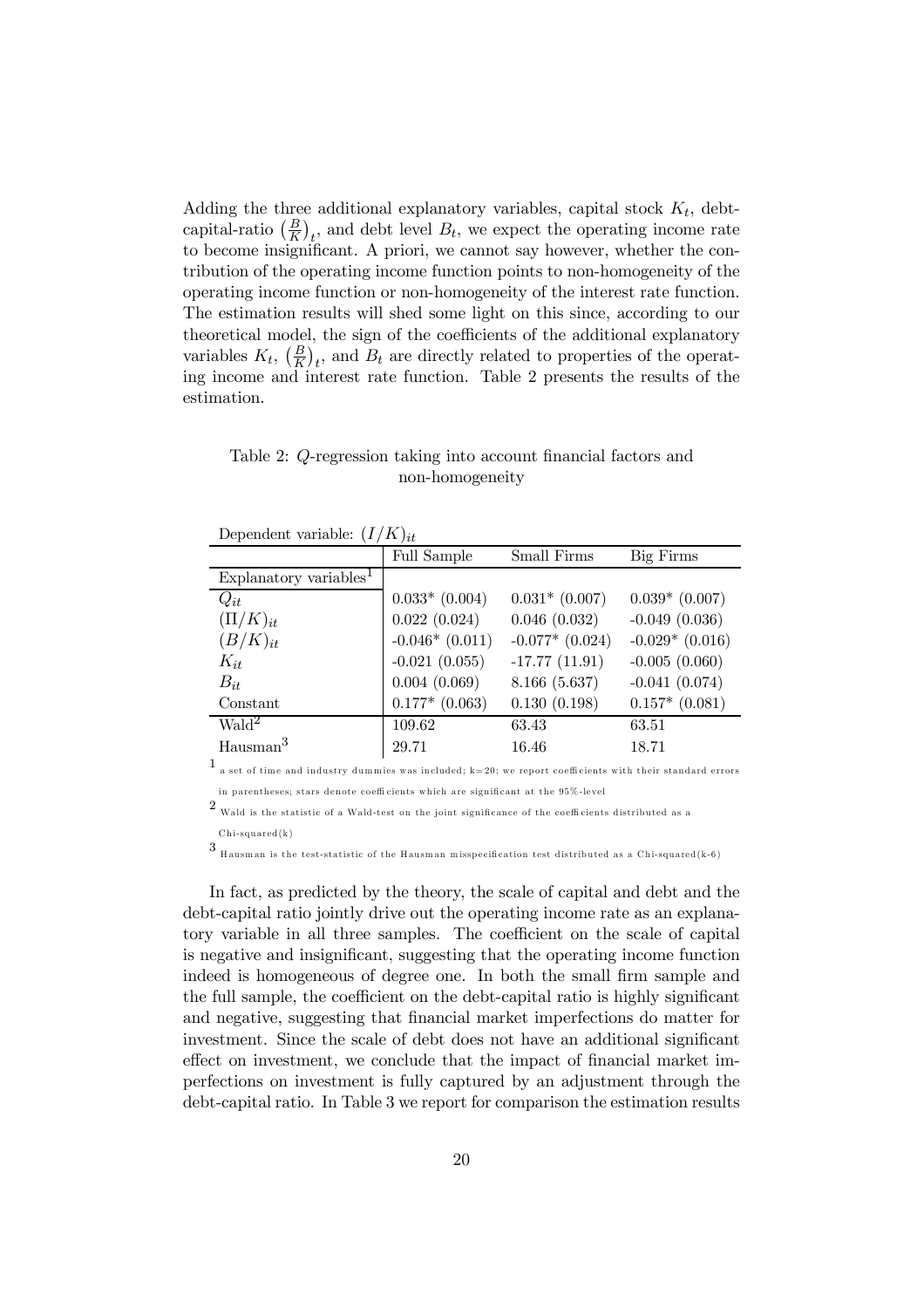Adding the three additional explanatory variables, capital stock $K_t$, debt-capital-ratio $\left(\frac{B}{K}\right)_t$, and debt level $B_t$, we expect the operating income rate to become insignificant. A priori, we cannot say however, whether the contribution of the operating income function points to non-homogeneity of the operating income function or non-homogeneity of the interest rate function. The estimation results will shed some light on this since, according to our theoretical model, the sign of the coefficients of the additional explanatory variables $K_t$, $\left(\frac{B}{K}\right)_t$, and $B_t$ are directly related to properties of the operating income and interest rate function. Table 2 presents the results of the estimation.

Table 2: $Q$-regression taking into account financial factors and non-homogeneity

Dependent variable: $(I/K)_{it}$

| | Full Sample | Small Firms | Big Firms |
|---|---|---|---|
| Explanatory variables[1] | | | |
| $Q_{it}$ | 0.033* (0.004) | 0.031* (0.007) | 0.039* (0.007) |
| $(\Pi/K)_{it}$ | 0.022 (0.024) | 0.046 (0.032) | -0.049 (0.036) |
| $(B/K)_{it}$ | -0.046* (0.011) | -0.077* (0.024) | -0.029* (0.016) |
| $K_{it}$ | -0.021 (0.055) | -17.77 (11.91) | -0.005 (0.060) |
| $B_{it}$ | 0.004 (0.069) | 8.166 (5.637) | -0.041 (0.074) |
| Constant | 0.177* (0.063) | 0.130 (0.198) | 0.157* (0.081) |
| Wald[2] | 109.62 | 63.43 | 63.51 |
| Hausman[3] | 29.71 | 16.46 | 18.71 |

[1] a set of time and industry dummies was included; k=20; we report coefficients with their standard errors in parentheses; stars denote coefficients which are significant at the 95%-level

[2] Wald is the statistic of a Wald-test on the joint significance of the coefficients distributed as a Chi-squared(k)

[3] Hausman is the test-statistic of the Hausman misspecification test distributed as a Chi-squared(k-6)

In fact, as predicted by the theory, the scale of capital and debt and the debt-capital ratio jointly drive out the operating income rate as an explanatory variable in all three samples. The coefficient on the scale of capital is negative and insignificant, suggesting that the operating income function indeed is homogeneous of degree one. In both the small firm sample and the full sample, the coefficient on the debt-capital ratio is highly significant and negative, suggesting that financial market imperfections do matter for investment. Since the scale of debt does not have an additional significant effect on investment, we conclude that the impact of financial market imperfections on investment is fully captured by an adjustment through the debt-capital ratio. In Table 3 we report for comparison the estimation results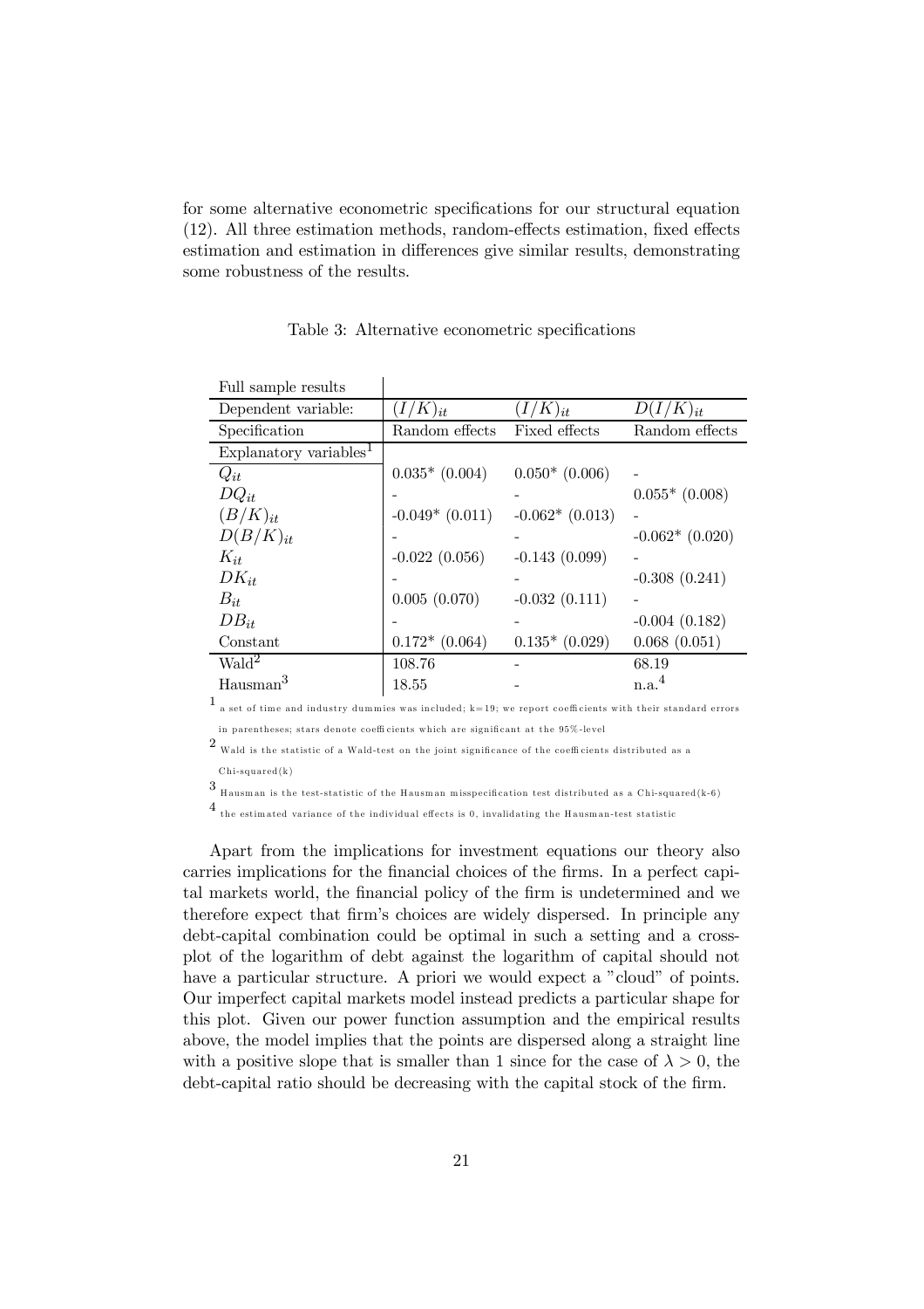for some alternative econometric specifications for our structural equation (12). All three estimation methods, random-effects estimation, fixed effects estimation and estimation in differences give similar results, demonstrating some robustness of the results.

Table 3: Alternative econometric specifications

| Full sample results | | | |
|---|---|---|---|
| Dependent variable: | $(I/K)_{it}$ | $(I/K)_{it}$ | $D(I/K)_{it}$ |
| Specification | Random effects | Fixed effects | Random effects |
| Explanatory variables[1] | | | |
| $Q_{it}$ | 0.035* (0.004) | 0.050* (0.006) | - |
| $DQ_{it}$ | - | - | 0.055* (0.008) |
| $(B/K)_{it}$ | -0.049* (0.011) | -0.062* (0.013) | - |
| $D(B/K)_{it}$ | - | - | -0.062* (0.020) |
| $K_{it}$ | -0.022 (0.056) | -0.143 (0.099) | - |
| $DK_{it}$ | - | - | -0.308 (0.241) |
| $B_{it}$ | 0.005 (0.070) | -0.032 (0.111) | - |
| $DB_{it}$ | - | - | -0.004 (0.182) |
| Constant | 0.172* (0.064) | 0.135* (0.029) | 0.068 (0.051) |
| Wald[2] | 108.76 | - | 68.19 |
| Hausman[3] | 18.55 | - | n.a.[4] |

[1] a set of time and industry dummies was included; k=19; we report coefficients with their standard errors in parentheses; stars denote coefficients which are significant at the 95%-level

[2] Wald is the statistic of a Wald-test on the joint significance of the coefficients distributed as a Chi-squared(k)

[3] Hausman is the test-statistic of the Hausman misspecification test distributed as a Chi-squared(k-6)

[4] the estimated variance of the individual effects is 0, invalidating the Hausman-test statistic

Apart from the implications for investment equations our theory also carries implications for the financial choices of the firms. In a perfect capital markets world, the financial policy of the firm is undetermined and we therefore expect that firm's choices are widely dispersed. In principle any debt-capital combination could be optimal in such a setting and a crossplot of the logarithm of debt against the logarithm of capital should not have a particular structure. A priori we would expect a "cloud" of points. Our imperfect capital markets model instead predicts a particular shape for this plot. Given our power function assumption and the empirical results above, the model implies that the points are dispersed along a straight line with a positive slope that is smaller than 1 since for the case of $\lambda > 0$, the debt-capital ratio should be decreasing with the capital stock of the firm.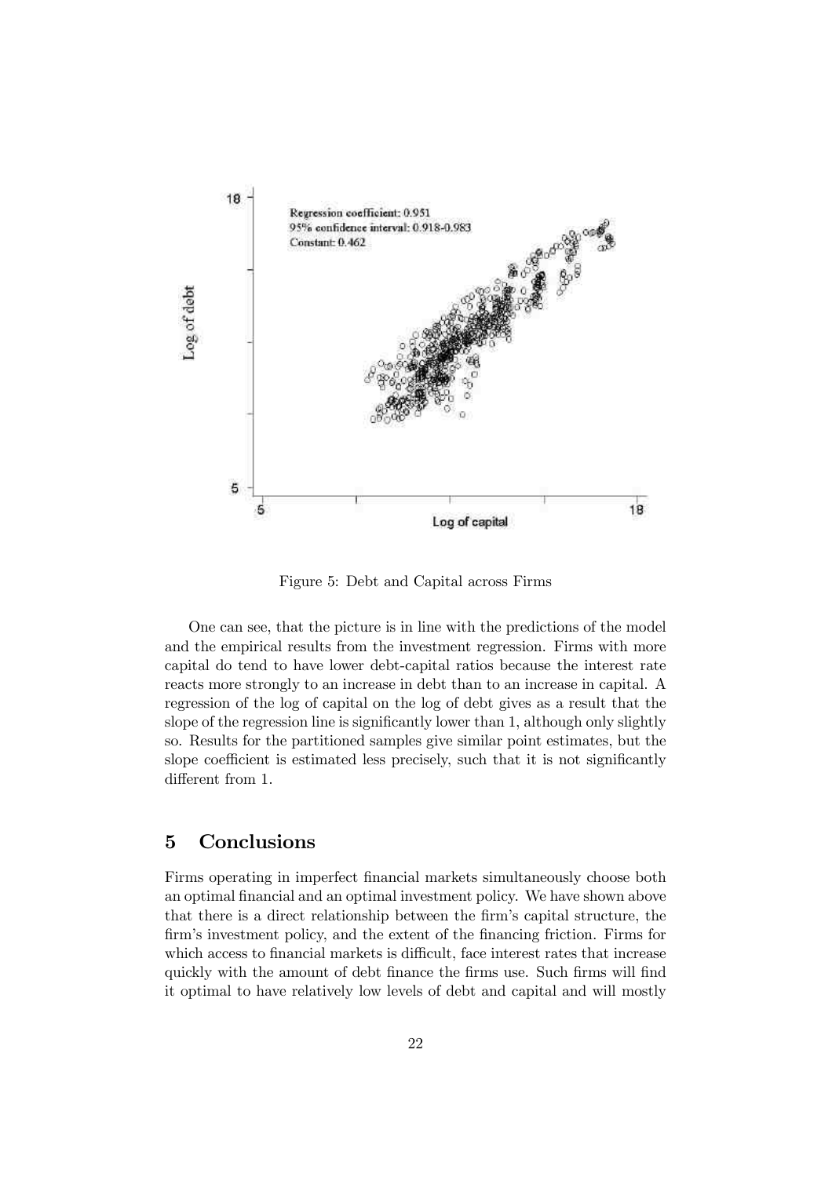Regression coefficient: 0.951
95% confidence interval: 0.918-0.983
Constant: 0.462

Figure 5: Debt and Capital across Firms

One can see, that the picture is in line with the predictions of the model and the empirical results from the investment regression. Firms with more capital do tend to have lower debt-capital ratios because the interest rate reacts more strongly to an increase in debt than to an increase in capital. A regression of the log of capital on the log of debt gives as a result that the slope of the regression line is significantly lower than 1, although only slightly so. Results for the partitioned samples give similar point estimates, but the slope coefficient is estimated less precisely, such that it is not significantly different from 1.

## 5 Conclusions

Firms operating in imperfect financial markets simultaneously choose both an optimal financial and an optimal investment policy. We have shown above that there is a direct relationship between the firm's capital structure, the firm's investment policy, and the extent of the financing friction. Firms for which access to financial markets is difficult, face interest rates that increase quickly with the amount of debt finance the firms use. Such firms will find it optimal to have relatively low levels of debt and capital and will mostly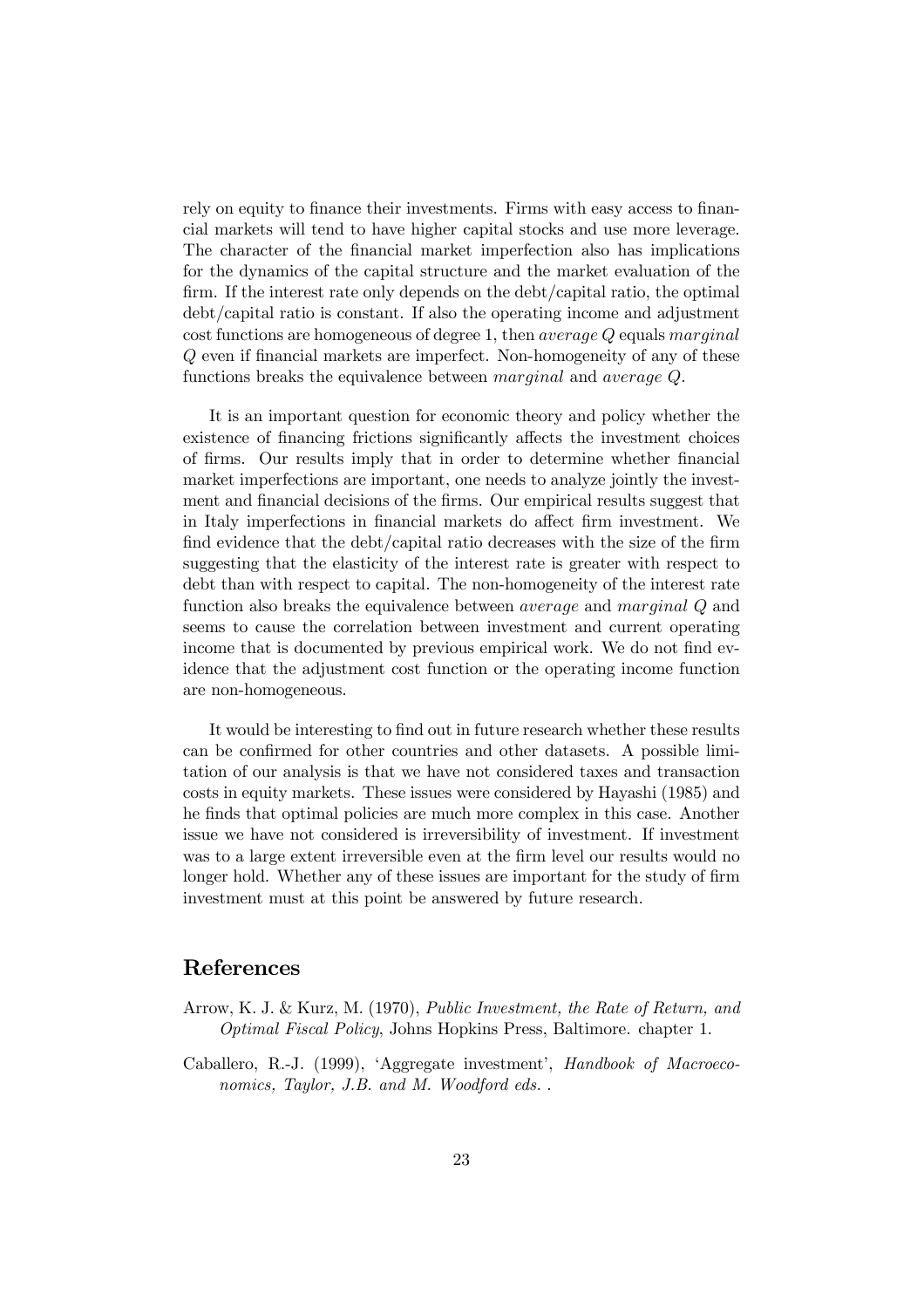rely on equity to finance their investments. Firms with easy access to financial markets will tend to have higher capital stocks and use more leverage. The character of the financial market imperfection also has implications for the dynamics of the capital structure and the market evaluation of the firm. If the interest rate only depends on the debt/capital ratio, the optimal debt/capital ratio is constant. If also the operating income and adjustment cost functions are homogeneous of degree 1, then *average* $Q$ equals *marginal* $Q$ even if financial markets are imperfect. Non-homogeneity of any of these functions breaks the equivalence between *marginal* and *average* $Q$.

It is an important question for economic theory and policy whether the existence of financing frictions significantly affects the investment choices of firms. Our results imply that in order to determine whether financial market imperfections are important, one needs to analyze jointly the investment and financial decisions of the firms. Our empirical results suggest that in Italy imperfections in financial markets do affect firm investment. We find evidence that the debt/capital ratio decreases with the size of the firm suggesting that the elasticity of the interest rate is greater with respect to debt than with respect to capital. The non-homogeneity of the interest rate function also breaks the equivalence between *average* and *marginal* $Q$ and seems to cause the correlation between investment and current operating income that is documented by previous empirical work. We do not find evidence that the adjustment cost function or the operating income function are non-homogeneous.

It would be interesting to find out in future research whether these results can be confirmed for other countries and other datasets. A possible limitation of our analysis is that we have not considered taxes and transaction costs in equity markets. These issues were considered by Hayashi (1985) and he finds that optimal policies are much more complex in this case. Another issue we have not considered is irreversibility of investment. If investment was to a large extent irreversible even at the firm level our results would no longer hold. Whether any of these issues are important for the study of firm investment must at this point be answered by future research.

## References

Arrow, K. J. & Kurz, M. (1970), *Public Investment, the Rate of Return, and Optimal Fiscal Policy*, Johns Hopkins Press, Baltimore. chapter 1.

Caballero, R.-J. (1999), 'Aggregate investment', *Handbook of Macroeconomics, Taylor, J.B. and M. Woodford eds.* .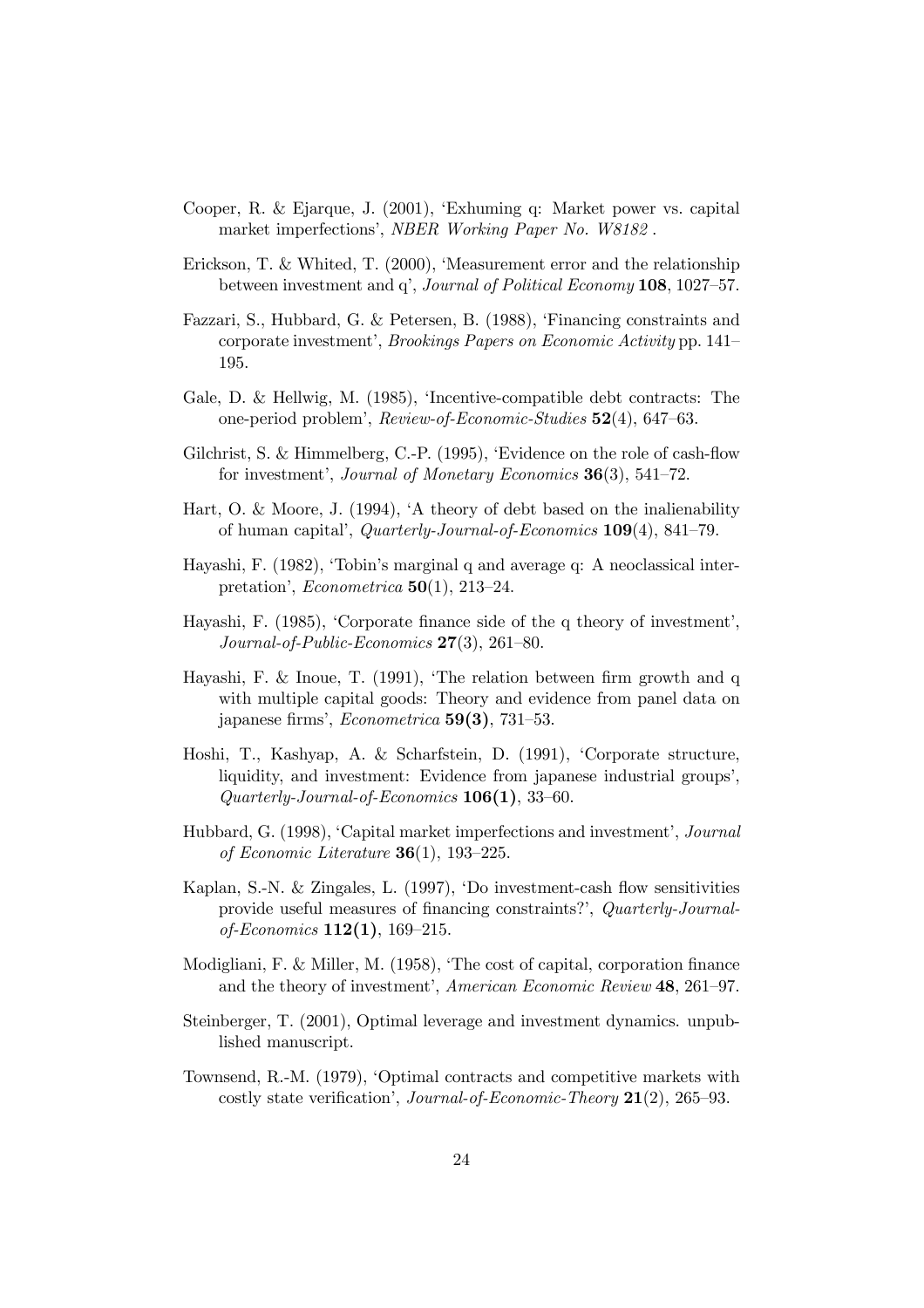Cooper, R. & Ejarque, J. (2001), 'Exhuming q: Market power vs. capital market imperfections', *NBER Working Paper No. W8182* .

Erickson, T. & Whited, T. (2000), 'Measurement error and the relationship between investment and q', *Journal of Political Economy* **108**, 1027–57.

Fazzari, S., Hubbard, G. & Petersen, B. (1988), 'Financing constraints and corporate investment', *Brookings Papers on Economic Activity* pp. 141–195.

Gale, D. & Hellwig, M. (1985), 'Incentive-compatible debt contracts: The one-period problem', *Review-of-Economic-Studies* **52**(4), 647–63.

Gilchrist, S. & Himmelberg, C.-P. (1995), 'Evidence on the role of cash-flow for investment', *Journal of Monetary Economics* **36**(3), 541–72.

Hart, O. & Moore, J. (1994), 'A theory of debt based on the inalienability of human capital', *Quarterly-Journal-of-Economics* **109**(4), 841–79.

Hayashi, F. (1982), 'Tobin's marginal q and average q: A neoclassical interpretation', *Econometrica* **50**(1), 213–24.

Hayashi, F. (1985), 'Corporate finance side of the q theory of investment', *Journal-of-Public-Economics* **27**(3), 261–80.

Hayashi, F. & Inoue, T. (1991), 'The relation between firm growth and q with multiple capital goods: Theory and evidence from panel data on japanese firms', *Econometrica* **59(3)**, 731–53.

Hoshi, T., Kashyap, A. & Scharfstein, D. (1991), 'Corporate structure, liquidity, and investment: Evidence from japanese industrial groups', *Quarterly-Journal-of-Economics* **106(1)**, 33–60.

Hubbard, G. (1998), 'Capital market imperfections and investment', *Journal of Economic Literature* **36**(1), 193–225.

Kaplan, S.-N. & Zingales, L. (1997), 'Do investment-cash flow sensitivities provide useful measures of financing constraints?', *Quarterly-Journal-of-Economics* **112(1)**, 169–215.

Modigliani, F. & Miller, M. (1958), 'The cost of capital, corporation finance and the theory of investment', *American Economic Review* **48**, 261–97.

Steinberger, T. (2001), Optimal leverage and investment dynamics. unpublished manuscript.

Townsend, R.-M. (1979), 'Optimal contracts and competitive markets with costly state verification', *Journal-of-Economic-Theory* **21**(2), 265–93.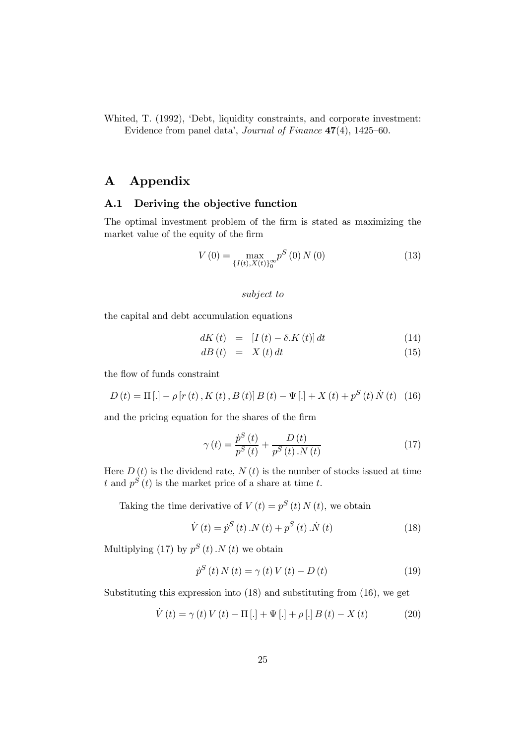Whited, T. (1992), 'Debt, liquidity constraints, and corporate investment: Evidence from panel data', *Journal of Finance* **47**(4), 1425–60.

# A Appendix

## A.1 Deriving the objective function

The optimal investment problem of the firm is stated as maximizing the market value of the equity of the firm

$$V(0) = \max_{\{I(t), X(t)\}_0^\infty} p^S(0) N(0) \tag{13}$$

*subject to*

the capital and debt accumulation equations

$$dK(t) = [I(t) - \delta.K(t)] dt \tag{14}$$

$$dB(t) = X(t) dt \tag{15}$$

the flow of funds constraint

$$D(t) = \Pi[.] - \rho[r(t), K(t), B(t)] B(t) - \Psi[.] + X(t) + p^S(t) \dot{N}(t) \tag{16}$$

and the pricing equation for the shares of the firm

$$\gamma(t) = \frac{\dot{p}^S(t)}{p^S(t)} + \frac{D(t)}{p^S(t).N(t)} \tag{17}$$

Here $D(t)$ is the dividend rate, $N(t)$ is the number of stocks issued at time $t$ and $p^S(t)$ is the market price of a share at time $t$.

Taking the time derivative of $V(t) = p^S(t) N(t)$, we obtain

$$\dot{V}(t) = \dot{p}^S(t).N(t) + p^S(t).\dot{N}(t) \tag{18}$$

Multiplying (17) by $p^S(t).N(t)$ we obtain

$$\dot{p}^S(t) N(t) = \gamma(t) V(t) - D(t) \tag{19}$$

Substituting this expression into (18) and substituting from (16), we get

$$\dot{V}(t) = \gamma(t) V(t) - \Pi[.] + \Psi[.] + \rho[.] B(t) - X(t) \tag{20}$$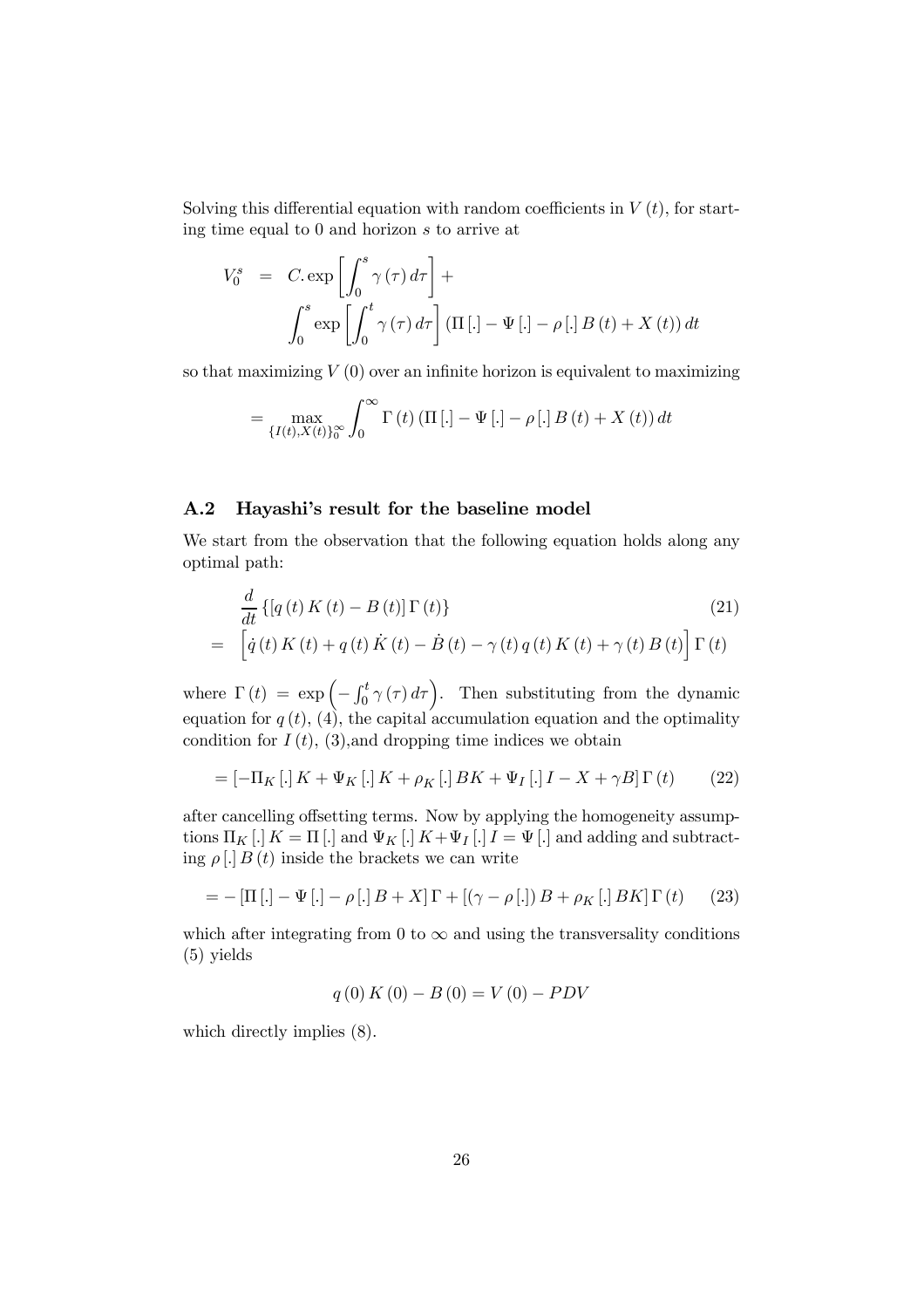Solving this differential equation with random coefficients in $V(t)$, for starting time equal to 0 and horizon $s$ to arrive at

$$
\begin{aligned}
V_0^s &= C.\exp\left[\int_0^s \gamma(\tau)\,d\tau\right] + \\
&\quad \int_0^s \exp\left[\int_0^t \gamma(\tau)\,d\tau\right]\left(\Pi[.] - \Psi[.] - \rho[.]\,B(t) + X(t)\right)dt
\end{aligned}
$$

so that maximizing $V(0)$ over an infinite horizon is equivalent to maximizing

$$
= \max_{\{I(t),X(t)\}_0^\infty} \int_0^\infty \Gamma(t)\left(\Pi[.] - \Psi[.] - \rho[.]\,B(t) + X(t)\right)dt
$$

## A.2 Hayashi's result for the baseline model

We start from the observation that the following equation holds along any optimal path:

$$
\begin{aligned}
& \frac{d}{dt}\left\{\left[q(t)\,K(t) - B(t)\right]\Gamma(t)\right\} \qquad (21)\\
= & \left[\dot{q}(t)\,K(t) + q(t)\,\dot{K}(t) - \dot{B}(t) - \gamma(t)\,q(t)\,K(t) + \gamma(t)\,B(t)\right]\Gamma(t)
\end{aligned}
$$

where $\Gamma(t) = \exp\left(-\int_0^t \gamma(\tau)\,d\tau\right)$. Then substituting from the dynamic equation for $q(t)$, (4), the capital accumulation equation and the optimality condition for $I(t)$, (3),and dropping time indices we obtain

$$
= \left[-\Pi_K[.]\,K + \Psi_K[.]\,K + \rho_K[.]\,BK + \Psi_I[.]\,I - X + \gamma B\right]\Gamma(t) \qquad (22)
$$

after cancelling offsetting terms. Now by applying the homogeneity assumptions $\Pi_K[.]\,K = \Pi[.]$ and $\Psi_K[.]\,K + \Psi_I[.]\,I = \Psi[.]$ and adding and subtracting $\rho[.]\,B(t)$ inside the brackets we can write

$$
= -\left[\Pi[.] - \Psi[.] - \rho[.]\,B + X\right]\Gamma + \left[(\gamma - \rho[.])\,B + \rho_K[.]\,BK\right]\Gamma(t) \qquad (23)
$$

which after integrating from 0 to $\infty$ and using the transversality conditions (5) yields

$$
q(0)\,K(0) - B(0) = V(0) - PDV
$$

which directly implies (8).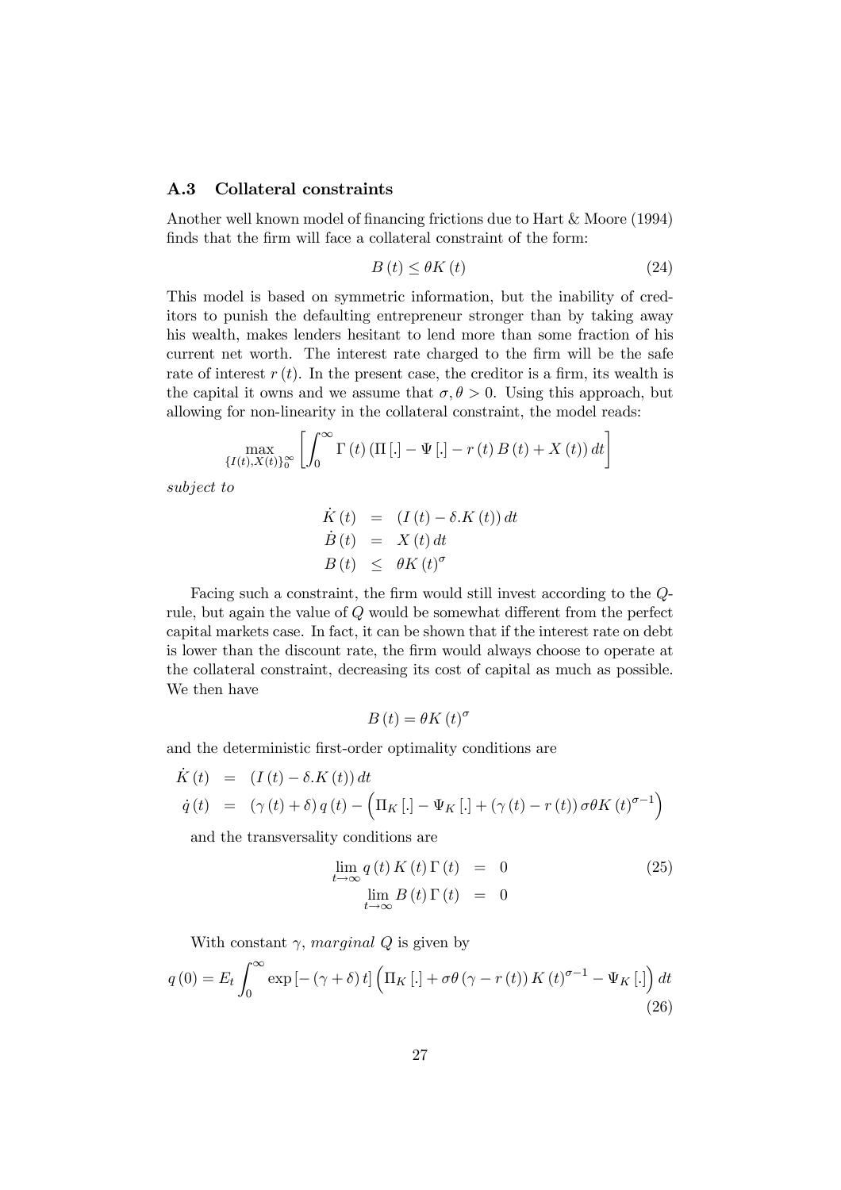### A.3 Collateral constraints

Another well known model of financing frictions due to Hart & Moore (1994) finds that the firm will face a collateral constraint of the form:

$$B(t) \leq \theta K(t) \tag{24}$$

This model is based on symmetric information, but the inability of creditors to punish the defaulting entrepreneur stronger than by taking away his wealth, makes lenders hesitant to lend more than some fraction of his current net worth. The interest rate charged to the firm will be the safe rate of interest $r(t)$. In the present case, the creditor is a firm, its wealth is the capital it owns and we assume that $\sigma, \theta > 0$. Using this approach, but allowing for non-linearity in the collateral constraint, the model reads:

$$\max_{\{I(t),X(t)\}_0^\infty} \left[ \int_0^\infty \Gamma(t) (\Pi[.] - \Psi[.] - r(t) B(t) + X(t)) \, dt \right]$$

*subject to*

$$\begin{aligned}
\dot{K}(t) &= (I(t) - \delta.K(t)) \, dt \\
\dot{B}(t) &= X(t) \, dt \\
B(t) &\leq \theta K(t)^\sigma
\end{aligned}$$

Facing such a constraint, the firm would still invest according to the $Q$-rule, but again the value of $Q$ would be somewhat different from the perfect capital markets case. In fact, it can be shown that if the interest rate on debt is lower than the discount rate, the firm would always choose to operate at the collateral constraint, decreasing its cost of capital as much as possible. We then have

$$B(t) = \theta K(t)^\sigma$$

and the deterministic first-order optimality conditions are

$$\begin{aligned}
\dot{K}(t) &= (I(t) - \delta.K(t)) \, dt \\
\dot{q}(t) &= (\gamma(t) + \delta) q(t) - \left( \Pi_K[.] - \Psi_K[.] + (\gamma(t) - r(t)) \sigma \theta K(t)^{\sigma - 1} \right)
\end{aligned}$$

and the transversality conditions are

$$\begin{aligned}
\lim_{t \to \infty} q(t) K(t) \Gamma(t) &= 0 \\
\lim_{t \to \infty} B(t) \Gamma(t) &= 0
\end{aligned} \tag{25}$$

With constant $\gamma$, *marginal* $Q$ is given by

$$q(0) = E_t \int_0^\infty \exp[-(\gamma + \delta) t] \left( \Pi_K[.] + \sigma \theta (\gamma - r(t)) K(t)^{\sigma - 1} - \Psi_K[.] \right) dt \tag{26}$$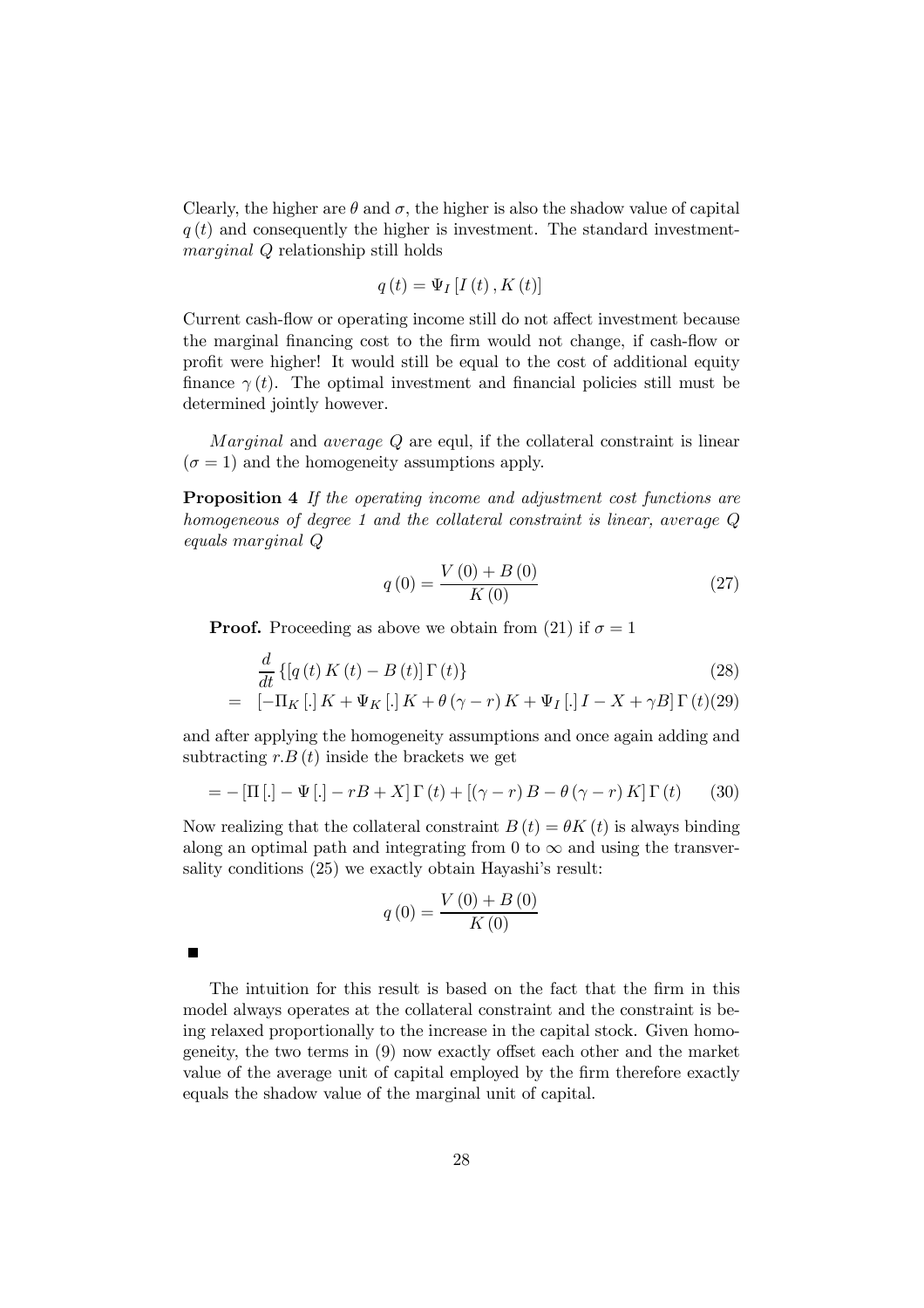Clearly, the higher are $\theta$ and $\sigma$, the higher is also the shadow value of capital $q(t)$ and consequently the higher is investment. The standard investment-*marginal* $Q$ relationship still holds

$$q(t) = \Psi_I[I(t), K(t)]$$

Current cash-flow or operating income still do not affect investment because the marginal financing cost to the firm would not change, if cash-flow or profit were higher! It would still be equal to the cost of additional equity finance $\gamma(t)$. The optimal investment and financial policies still must be determined jointly however.

*Marginal* and *average* $Q$ are equl, if the collateral constraint is linear $(\sigma = 1)$ and the homogeneity assumptions apply.

**Proposition 4** *If the operating income and adjustment cost functions are homogeneous of degree 1 and the collateral constraint is linear, average* $Q$ *equals marginal* $Q$

$$q(0) = \frac{V(0) + B(0)}{K(0)} \tag{27}$$

**Proof.** Proceeding as above we obtain from (21) if $\sigma = 1$

$$\frac{d}{dt}\{[q(t)K(t) - B(t)]\Gamma(t)\} \tag{28}$$

$$= [-\Pi_K[.]K + \Psi_K[.]K + \theta(\gamma - r)K + \Psi_I[.]I - X + \gamma B]\Gamma(t) \tag{29}$$

and after applying the homogeneity assumptions and once again adding and subtracting $r.B(t)$ inside the brackets we get

$$= -[\Pi[.] - \Psi[.] - rB + X]\Gamma(t) + [(\gamma - r)B - \theta(\gamma - r)K]\Gamma(t) \tag{30}$$

Now realizing that the collateral constraint $B(t) = \theta K(t)$ is always binding along an optimal path and integrating from 0 to $\infty$ and using the transversality conditions (25) we exactly obtain Hayashi's result:

$$q(0) = \frac{V(0) + B(0)}{K(0)}$$

■

The intuition for this result is based on the fact that the firm in this model always operates at the collateral constraint and the constraint is being relaxed proportionally to the increase in the capital stock. Given homogeneity, the two terms in (9) now exactly offset each other and the market value of the average unit of capital employed by the firm therefore exactly equals the shadow value of the marginal unit of capital.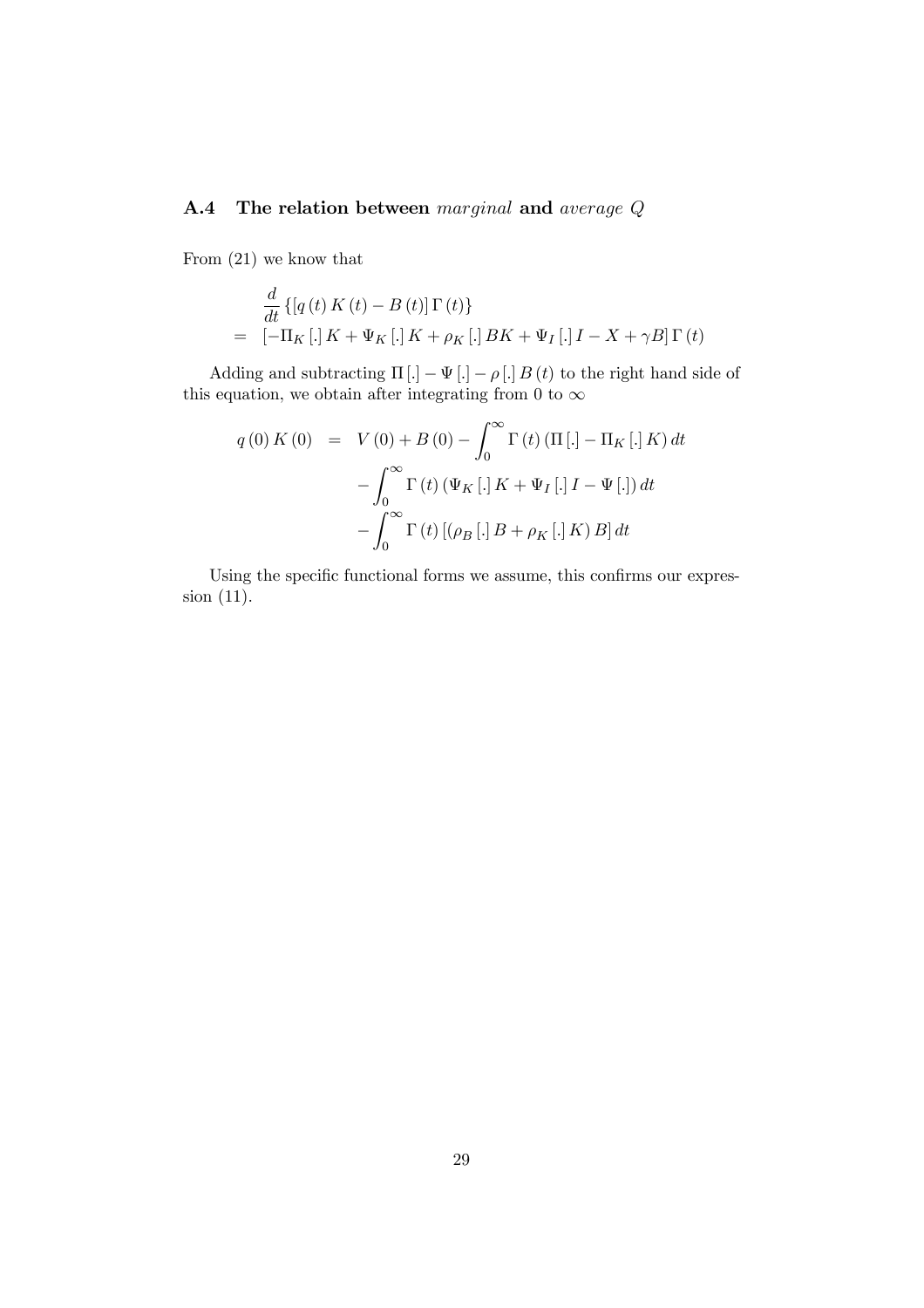### A.4 The relation between *marginal* and *average* $Q$

From (21) we know that

$$
\begin{aligned}
& \frac{d}{dt}\left\{\left[q\left(t\right)K\left(t\right)-B\left(t\right)\right]\Gamma\left(t\right)\right\} \\
= \; & \left[-\Pi_K\left[.\right]K+\Psi_K\left[.\right]K+\rho_K\left[.\right]BK+\Psi_I\left[.\right]I-X+\gamma B\right]\Gamma\left(t\right)
\end{aligned}
$$

Adding and subtracting $\Pi\left[.\right]-\Psi\left[.\right]-\rho\left[.\right]B\left(t\right)$ to the right hand side of this equation, we obtain after integrating from 0 to $\infty$

$$
\begin{aligned}
q\left(0\right)K\left(0\right) \; = \; & V\left(0\right)+B\left(0\right)-\int_0^\infty \Gamma\left(t\right)\left(\Pi\left[.\right]-\Pi_K\left[.\right]K\right)dt \\
& -\int_0^\infty \Gamma\left(t\right)\left(\Psi_K\left[.\right]K+\Psi_I\left[.\right]I-\Psi\left[.\right]\right)dt \\
& -\int_0^\infty \Gamma\left(t\right)\left[\left(\rho_B\left[.\right]B+\rho_K\left[.\right]K\right)B\right]dt
\end{aligned}
$$

Using the specific functional forms we assume, this confirms our expression (11).